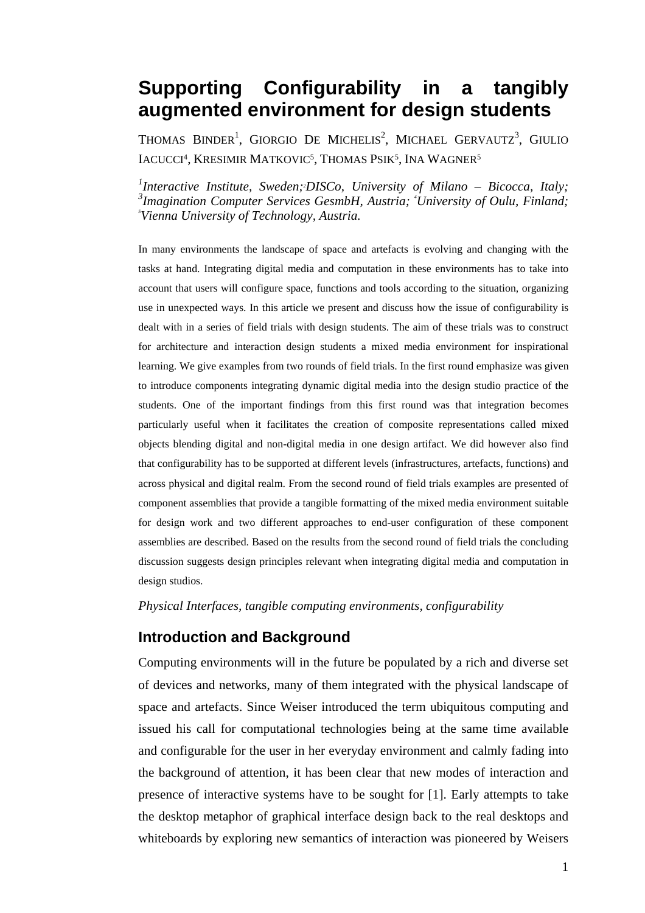# Supporting Configurability in a tangibly augmented environment for design students

THOMAS BINDER[1], GIORGIO DE MICHELIS[2], MICHAEL GERVAUTZ[3], GIULIO IACUCCI[4], KRESIMIR MATKOVIC[5], THOMAS PSIK[5], INA WAGNER[5]

*[1]Interactive Institute, Sweden; [2]DISCo, University of Milano – Bicocca, Italy; [3]Imagination Computer Services GesmbH, Austria; [4]University of Oulu, Finland; [5]Vienna University of Technology, Austria.*

In many environments the landscape of space and artefacts is evolving and changing with the tasks at hand. Integrating digital media and computation in these environments has to take into account that users will configure space, functions and tools according to the situation, organizing use in unexpected ways. In this article we present and discuss how the issue of configurability is dealt with in a series of field trials with design students. The aim of these trials was to construct for architecture and interaction design students a mixed media environment for inspirational learning. We give examples from two rounds of field trials. In the first round emphasize was given to introduce components integrating dynamic digital media into the design studio practice of the students. One of the important findings from this first round was that integration becomes particularly useful when it facilitates the creation of composite representations called mixed objects blending digital and non-digital media in one design artifact. We did however also find that configurability has to be supported at different levels (infrastructures, artefacts, functions) and across physical and digital realm. From the second round of field trials examples are presented of component assemblies that provide a tangible formatting of the mixed media environment suitable for design work and two different approaches to end-user configuration of these component assemblies are described. Based on the results from the second round of field trials the concluding discussion suggests design principles relevant when integrating digital media and computation in design studios.

*Physical Interfaces, tangible computing environments, configurability*

## Introduction and Background

Computing environments will in the future be populated by a rich and diverse set of devices and networks, many of them integrated with the physical landscape of space and artefacts. Since Weiser introduced the term ubiquitous computing and issued his call for computational technologies being at the same time available and configurable for the user in her everyday environment and calmly fading into the background of attention, it has been clear that new modes of interaction and presence of interactive systems have to be sought for [1]. Early attempts to take the desktop metaphor of graphical interface design back to the real desktops and whiteboards by exploring new semantics of interaction was pioneered by Weisers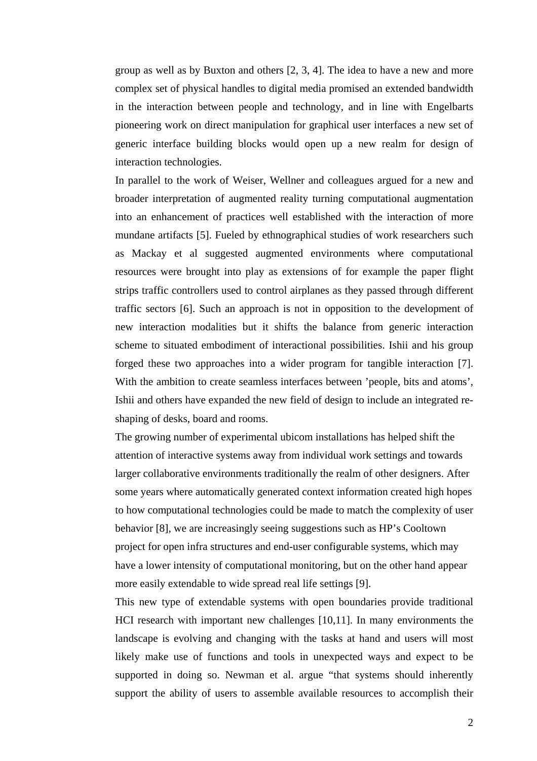group as well as by Buxton and others [2, 3, 4]. The idea to have a new and more complex set of physical handles to digital media promised an extended bandwidth in the interaction between people and technology, and in line with Engelbarts pioneering work on direct manipulation for graphical user interfaces a new set of generic interface building blocks would open up a new realm for design of interaction technologies.

In parallel to the work of Weiser, Wellner and colleagues argued for a new and broader interpretation of augmented reality turning computational augmentation into an enhancement of practices well established with the interaction of more mundane artifacts [5]. Fueled by ethnographical studies of work researchers such as Mackay et al suggested augmented environments where computational resources were brought into play as extensions of for example the paper flight strips traffic controllers used to control airplanes as they passed through different traffic sectors [6]. Such an approach is not in opposition to the development of new interaction modalities but it shifts the balance from generic interaction scheme to situated embodiment of interactional possibilities. Ishii and his group forged these two approaches into a wider program for tangible interaction [7]. With the ambition to create seamless interfaces between 'people, bits and atoms', Ishii and others have expanded the new field of design to include an integrated re-shaping of desks, board and rooms.

The growing number of experimental ubicom installations has helped shift the attention of interactive systems away from individual work settings and towards larger collaborative environments traditionally the realm of other designers. After some years where automatically generated context information created high hopes to how computational technologies could be made to match the complexity of user behavior [8], we are increasingly seeing suggestions such as HP's Cooltown project for open infra structures and end-user configurable systems, which may have a lower intensity of computational monitoring, but on the other hand appear more easily extendable to wide spread real life settings [9].

This new type of extendable systems with open boundaries provide traditional HCI research with important new challenges [10,11]. In many environments the landscape is evolving and changing with the tasks at hand and users will most likely make use of functions and tools in unexpected ways and expect to be supported in doing so. Newman et al. argue "that systems should inherently support the ability of users to assemble available resources to accomplish their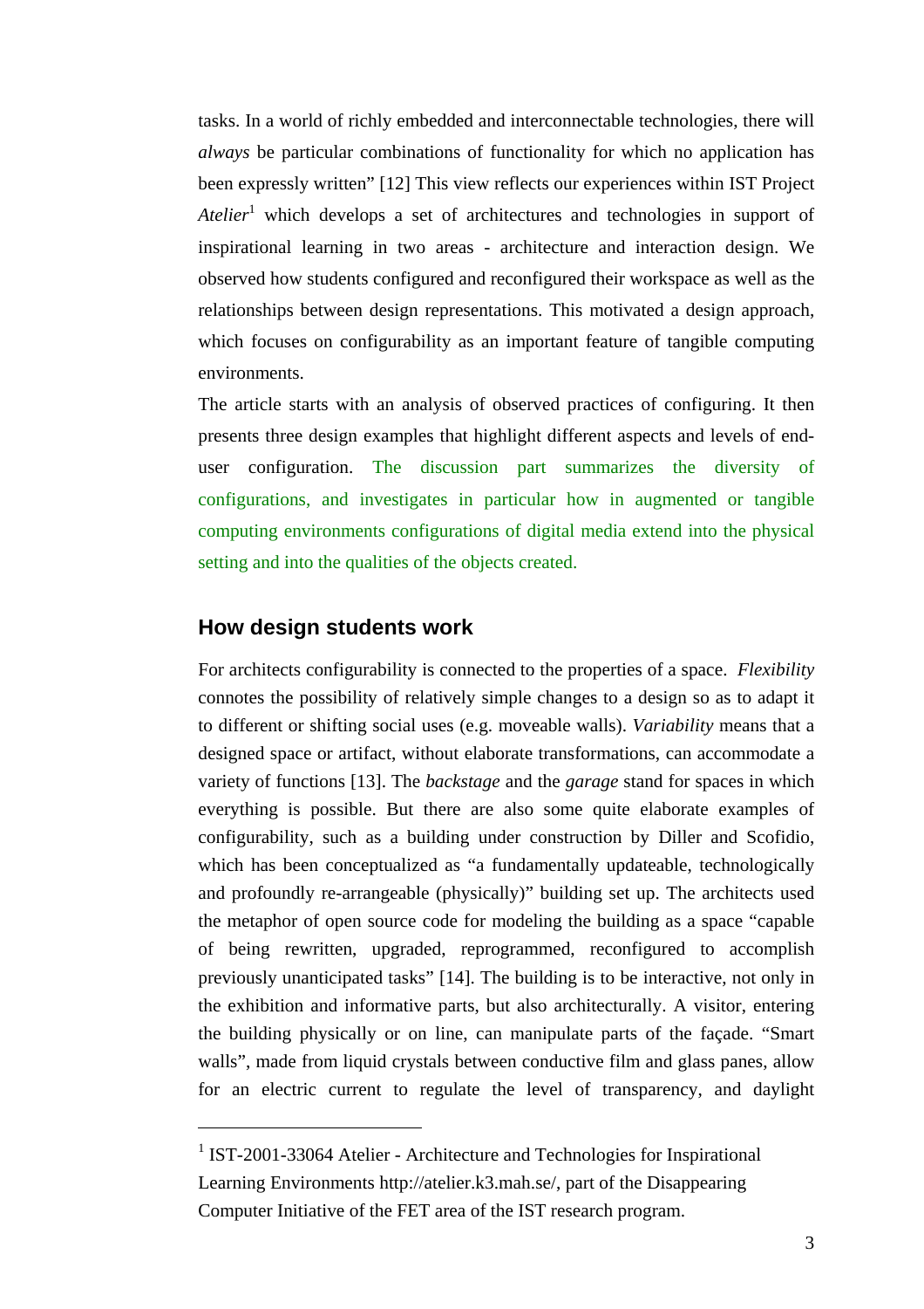tasks. In a world of richly embedded and interconnectable technologies, there will *always* be particular combinations of functionality for which no application has been expressly written" [12] This view reflects our experiences within IST Project *Atelier*[1] which develops a set of architectures and technologies in support of inspirational learning in two areas - architecture and interaction design. We observed how students configured and reconfigured their workspace as well as the relationships between design representations. This motivated a design approach, which focuses on configurability as an important feature of tangible computing environments.

The article starts with an analysis of observed practices of configuring. It then presents three design examples that highlight different aspects and levels of end-user configuration. The discussion part summarizes the diversity of configurations, and investigates in particular how in augmented or tangible computing environments configurations of digital media extend into the physical setting and into the qualities of the objects created.

## How design students work

For architects configurability is connected to the properties of a space. *Flexibility* connotes the possibility of relatively simple changes to a design so as to adapt it to different or shifting social uses (e.g. moveable walls). *Variability* means that a designed space or artifact, without elaborate transformations, can accommodate a variety of functions [13]. The *backstage* and the *garage* stand for spaces in which everything is possible. But there are also some quite elaborate examples of configurability, such as a building under construction by Diller and Scofidio, which has been conceptualized as "a fundamentally updateable, technologically and profoundly re-arrangeable (physically)" building set up. The architects used the metaphor of open source code for modeling the building as a space "capable of being rewritten, upgraded, reprogrammed, reconfigured to accomplish previously unanticipated tasks" [14]. The building is to be interactive, not only in the exhibition and informative parts, but also architecturally. A visitor, entering the building physically or on line, can manipulate parts of the façade. "Smart walls", made from liquid crystals between conductive film and glass panes, allow for an electric current to regulate the level of transparency, and daylight

---

[1] IST-2001-33064 Atelier - Architecture and Technologies for Inspirational Learning Environments http://atelier.k3.mah.se/, part of the Disappearing Computer Initiative of the FET area of the IST research program.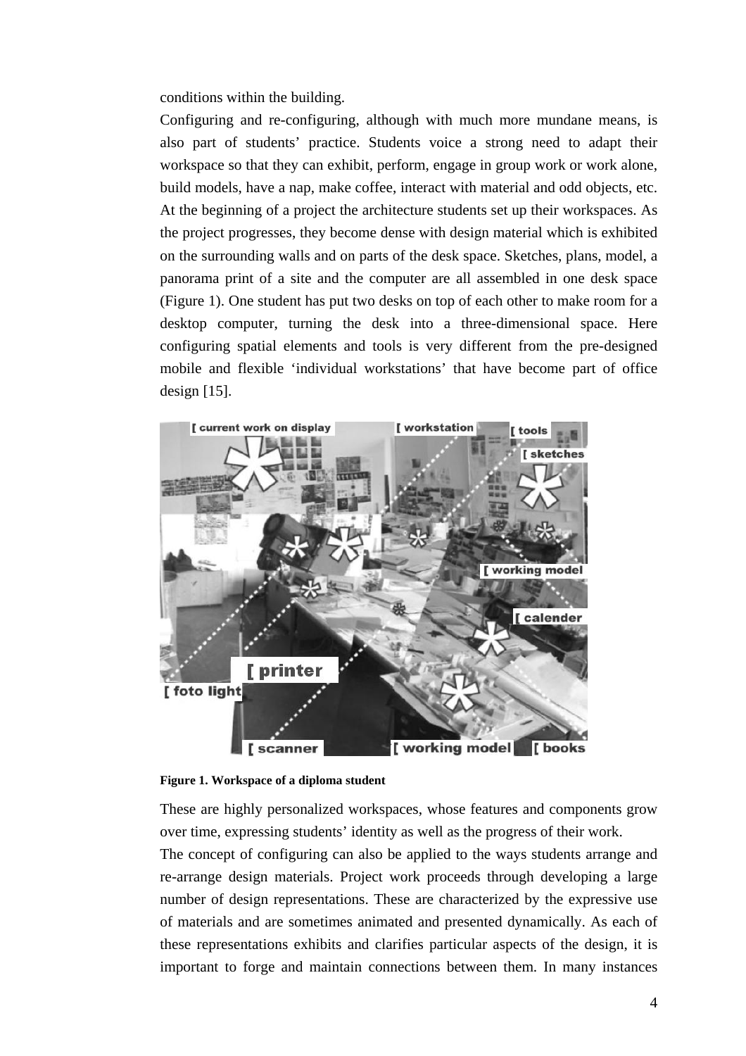conditions within the building.

Configuring and re-configuring, although with much more mundane means, is also part of students' practice. Students voice a strong need to adapt their workspace so that they can exhibit, perform, engage in group work or work alone, build models, have a nap, make coffee, interact with material and odd objects, etc. At the beginning of a project the architecture students set up their workspaces. As the project progresses, they become dense with design material which is exhibited on the surrounding walls and on parts of the desk space. Sketches, plans, model, a panorama print of a site and the computer are all assembled in one desk space (Figure 1). One student has put two desks on top of each other to make room for a desktop computer, turning the desk into a three-dimensional space. Here configuring spatial elements and tools is very different from the pre-designed mobile and flexible 'individual workstations' that have become part of office design [15].

**Figure 1. Workspace of a diploma student**

These are highly personalized workspaces, whose features and components grow over time, expressing students' identity as well as the progress of their work.

The concept of configuring can also be applied to the ways students arrange and re-arrange design materials. Project work proceeds through developing a large number of design representations. These are characterized by the expressive use of materials and are sometimes animated and presented dynamically. As each of these representations exhibits and clarifies particular aspects of the design, it is important to forge and maintain connections between them. In many instances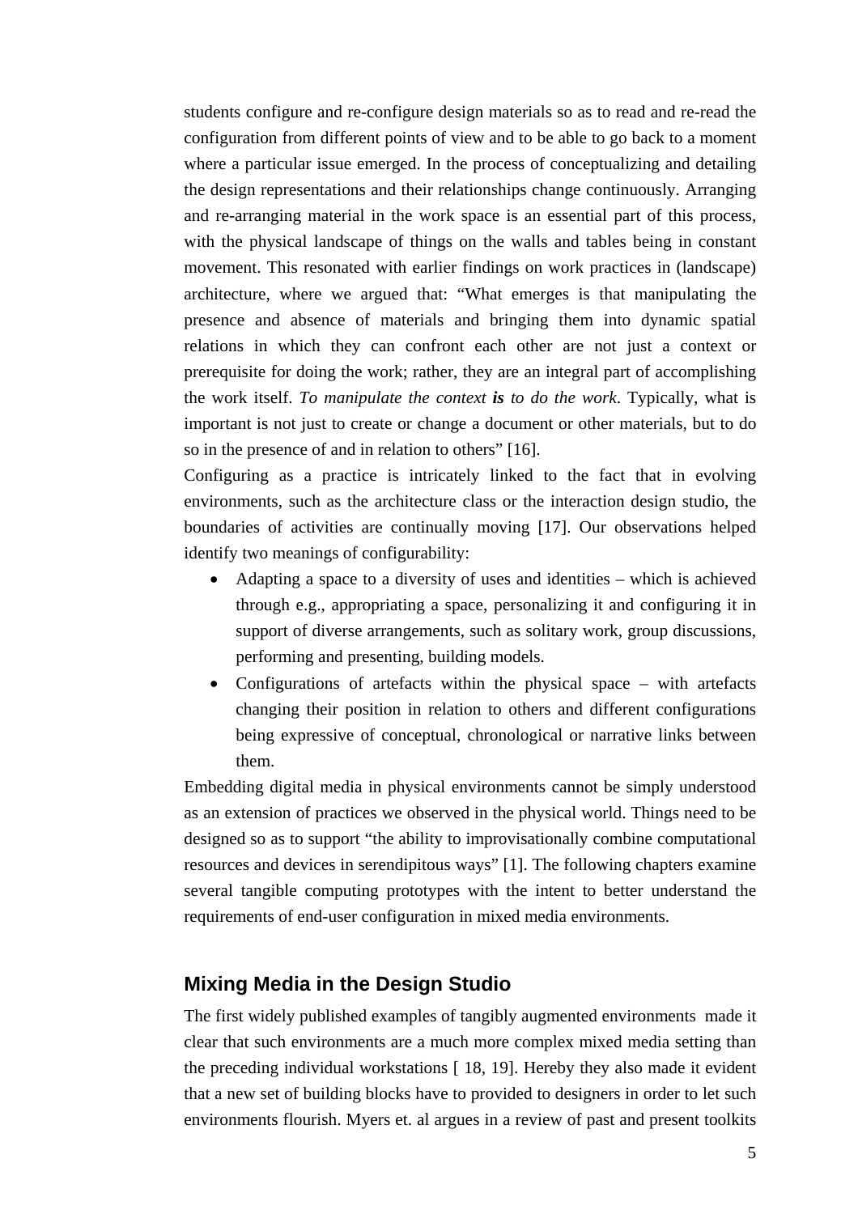students configure and re-configure design materials so as to read and re-read the configuration from different points of view and to be able to go back to a moment where a particular issue emerged. In the process of conceptualizing and detailing the design representations and their relationships change continuously. Arranging and re-arranging material in the work space is an essential part of this process, with the physical landscape of things on the walls and tables being in constant movement. This resonated with earlier findings on work practices in (landscape) architecture, where we argued that: "What emerges is that manipulating the presence and absence of materials and bringing them into dynamic spatial relations in which they can confront each other are not just a context or prerequisite for doing the work; rather, they are an integral part of accomplishing the work itself. *To manipulate the context* ***is*** *to do the work*. Typically, what is important is not just to create or change a document or other materials, but to do so in the presence of and in relation to others" [16].

Configuring as a practice is intricately linked to the fact that in evolving environments, such as the architecture class or the interaction design studio, the boundaries of activities are continually moving [17]. Our observations helped identify two meanings of configurability:

- Adapting a space to a diversity of uses and identities – which is achieved through e.g., appropriating a space, personalizing it and configuring it in support of diverse arrangements, such as solitary work, group discussions, performing and presenting, building models.
- Configurations of artefacts within the physical space – with artefacts changing their position in relation to others and different configurations being expressive of conceptual, chronological or narrative links between them.

Embedding digital media in physical environments cannot be simply understood as an extension of practices we observed in the physical world. Things need to be designed so as to support "the ability to improvisationally combine computational resources and devices in serendipitous ways" [1]. The following chapters examine several tangible computing prototypes with the intent to better understand the requirements of end-user configuration in mixed media environments.

## Mixing Media in the Design Studio

The first widely published examples of tangibly augmented environments made it clear that such environments are a much more complex mixed media setting than the preceding individual workstations [ 18, 19]. Hereby they also made it evident that a new set of building blocks have to provided to designers in order to let such environments flourish. Myers et. al argues in a review of past and present toolkits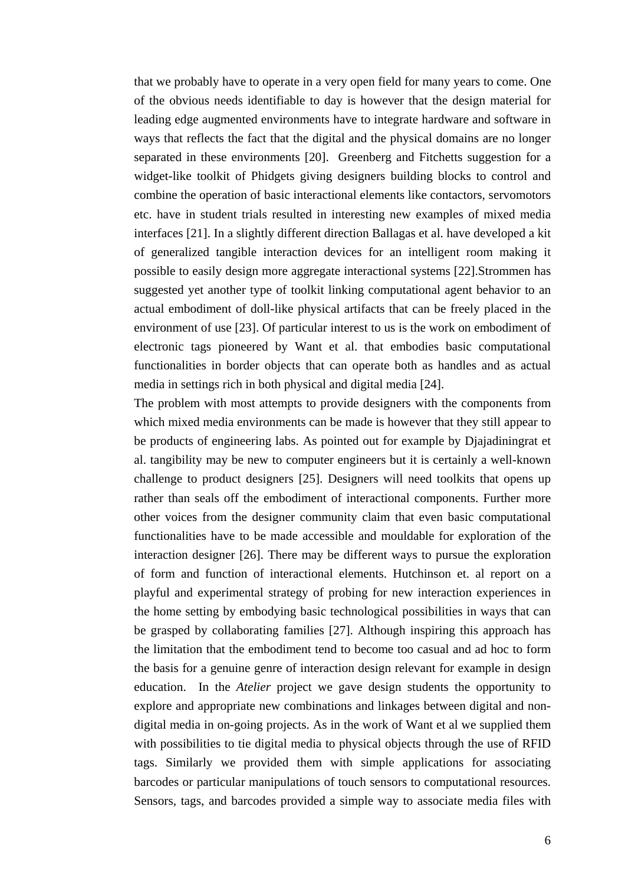that we probably have to operate in a very open field for many years to come. One of the obvious needs identifiable to day is however that the design material for leading edge augmented environments have to integrate hardware and software in ways that reflects the fact that the digital and the physical domains are no longer separated in these environments [20]. Greenberg and Fitchetts suggestion for a widget-like toolkit of Phidgets giving designers building blocks to control and combine the operation of basic interactional elements like contactors, servomotors etc. have in student trials resulted in interesting new examples of mixed media interfaces [21]. In a slightly different direction Ballagas et al. have developed a kit of generalized tangible interaction devices for an intelligent room making it possible to easily design more aggregate interactional systems [22].Strommen has suggested yet another type of toolkit linking computational agent behavior to an actual embodiment of doll-like physical artifacts that can be freely placed in the environment of use [23]. Of particular interest to us is the work on embodiment of electronic tags pioneered by Want et al. that embodies basic computational functionalities in border objects that can operate both as handles and as actual media in settings rich in both physical and digital media [24].

The problem with most attempts to provide designers with the components from which mixed media environments can be made is however that they still appear to be products of engineering labs. As pointed out for example by Djajadiningrat et al. tangibility may be new to computer engineers but it is certainly a well-known challenge to product designers [25]. Designers will need toolkits that opens up rather than seals off the embodiment of interactional components. Further more other voices from the designer community claim that even basic computational functionalities have to be made accessible and mouldable for exploration of the interaction designer [26]. There may be different ways to pursue the exploration of form and function of interactional elements. Hutchinson et. al report on a playful and experimental strategy of probing for new interaction experiences in the home setting by embodying basic technological possibilities in ways that can be grasped by collaborating families [27]. Although inspiring this approach has the limitation that the embodiment tend to become too casual and ad hoc to form the basis for a genuine genre of interaction design relevant for example in design education. In the *Atelier* project we gave design students the opportunity to explore and appropriate new combinations and linkages between digital and non-digital media in on-going projects. As in the work of Want et al we supplied them with possibilities to tie digital media to physical objects through the use of RFID tags. Similarly we provided them with simple applications for associating barcodes or particular manipulations of touch sensors to computational resources. Sensors, tags, and barcodes provided a simple way to associate media files with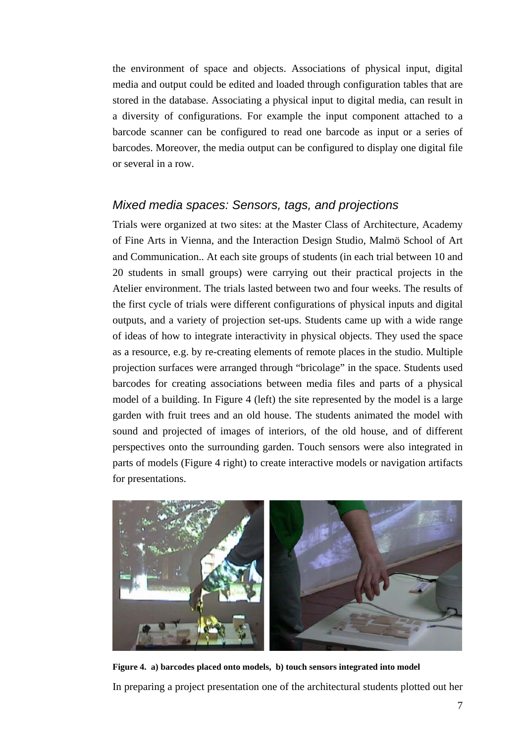the environment of space and objects. Associations of physical input, digital media and output could be edited and loaded through configuration tables that are stored in the database. Associating a physical input to digital media, can result in a diversity of configurations. For example the input component attached to a barcode scanner can be configured to read one barcode as input or a series of barcodes. Moreover, the media output can be configured to display one digital file or several in a row.

## *Mixed media spaces: Sensors, tags, and projections*

Trials were organized at two sites: at the Master Class of Architecture, Academy of Fine Arts in Vienna, and the Interaction Design Studio, Malmö School of Art and Communication.. At each site groups of students (in each trial between 10 and 20 students in small groups) were carrying out their practical projects in the Atelier environment. The trials lasted between two and four weeks. The results of the first cycle of trials were different configurations of physical inputs and digital outputs, and a variety of projection set-ups. Students came up with a wide range of ideas of how to integrate interactivity in physical objects. They used the space as a resource, e.g. by re-creating elements of remote places in the studio. Multiple projection surfaces were arranged through "bricolage" in the space. Students used barcodes for creating associations between media files and parts of a physical model of a building. In Figure 4 (left) the site represented by the model is a large garden with fruit trees and an old house. The students animated the model with sound and projected of images of interiors, of the old house, and of different perspectives onto the surrounding garden. Touch sensors were also integrated in parts of models (Figure 4 right) to create interactive models or navigation artifacts for presentations.

**Figure 4. a) barcodes placed onto models, b) touch sensors integrated into model**

In preparing a project presentation one of the architectural students plotted out her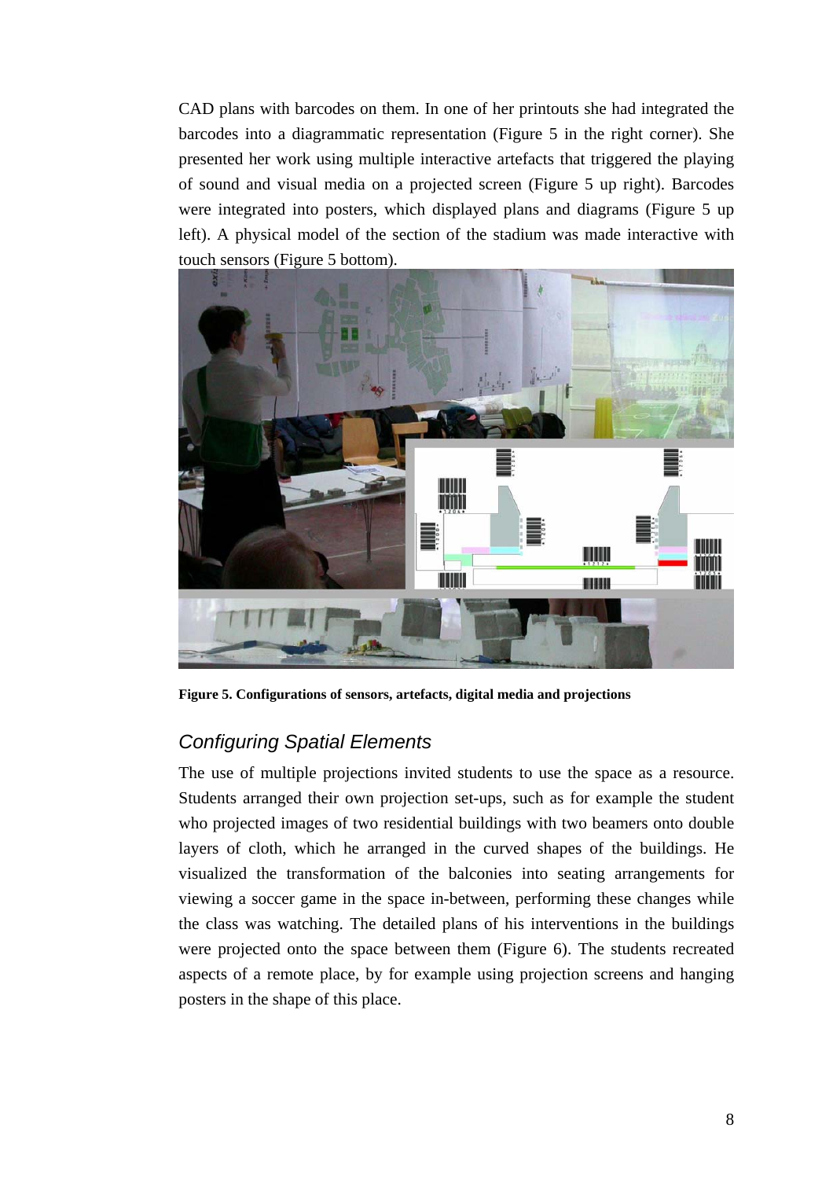CAD plans with barcodes on them. In one of her printouts she had integrated the barcodes into a diagrammatic representation (Figure 5 in the right corner). She presented her work using multiple interactive artefacts that triggered the playing of sound and visual media on a projected screen (Figure 5 up right). Barcodes were integrated into posters, which displayed plans and diagrams (Figure 5 up left). A physical model of the section of the stadium was made interactive with touch sensors (Figure 5 bottom).

**Figure 5. Configurations of sensors, artefacts, digital media and projections**

## *Configuring Spatial Elements*

The use of multiple projections invited students to use the space as a resource. Students arranged their own projection set-ups, such as for example the student who projected images of two residential buildings with two beamers onto double layers of cloth, which he arranged in the curved shapes of the buildings. He visualized the transformation of the balconies into seating arrangements for viewing a soccer game in the space in-between, performing these changes while the class was watching. The detailed plans of his interventions in the buildings were projected onto the space between them (Figure 6). The students recreated aspects of a remote place, by for example using projection screens and hanging posters in the shape of this place.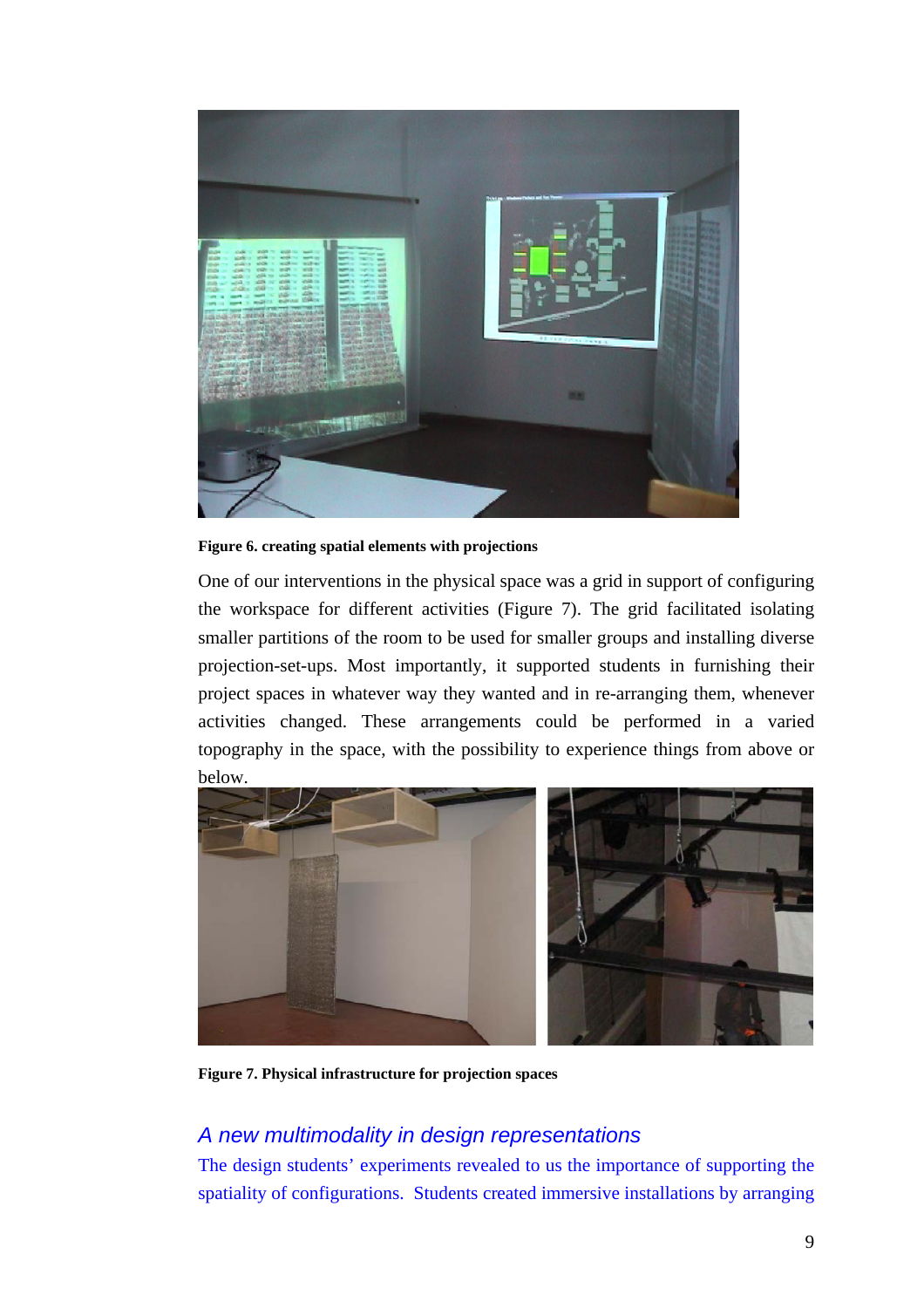**Figure 6. creating spatial elements with projections**

One of our interventions in the physical space was a grid in support of configuring the workspace for different activities (Figure 7). The grid facilitated isolating smaller partitions of the room to be used for smaller groups and installing diverse projection-set-ups. Most importantly, it supported students in furnishing their project spaces in whatever way they wanted and in re-arranging them, whenever activities changed. These arrangements could be performed in a varied topography in the space, with the possibility to experience things from above or below.

**Figure 7. Physical infrastructure for projection spaces**

## *A new multimodality in design representations*

The design students' experiments revealed to us the importance of supporting the spatiality of configurations. Students created immersive installations by arranging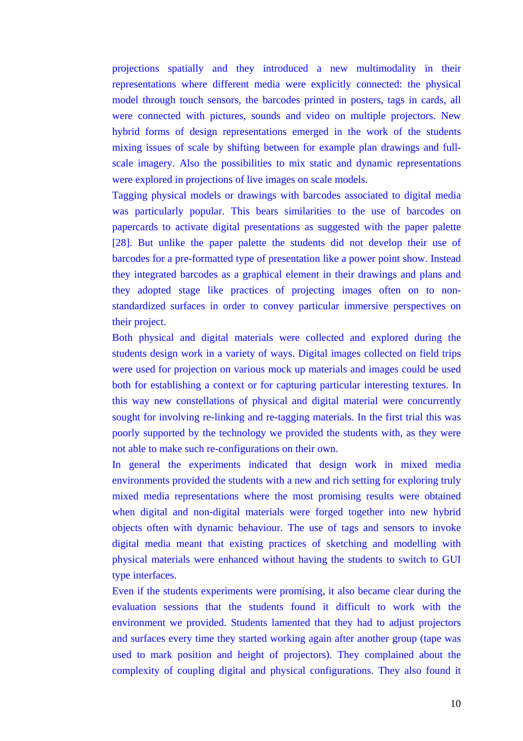projections spatially and they introduced a new multimodality in their representations where different media were explicitly connected: the physical model through touch sensors, the barcodes printed in posters, tags in cards, all were connected with pictures, sounds and video on multiple projectors. New hybrid forms of design representations emerged in the work of the students mixing issues of scale by shifting between for example plan drawings and full-scale imagery. Also the possibilities to mix static and dynamic representations were explored in projections of live images on scale models.

Tagging physical models or drawings with barcodes associated to digital media was particularly popular. This bears similarities to the use of barcodes on papercards to activate digital presentations as suggested with the paper palette [28]. But unlike the paper palette the students did not develop their use of barcodes for a pre-formatted type of presentation like a power point show. Instead they integrated barcodes as a graphical element in their drawings and plans and they adopted stage like practices of projecting images often on to non-standardized surfaces in order to convey particular immersive perspectives on their project.

Both physical and digital materials were collected and explored during the students design work in a variety of ways. Digital images collected on field trips were used for projection on various mock up materials and images could be used both for establishing a context or for capturing particular interesting textures. In this way new constellations of physical and digital material were concurrently sought for involving re-linking and re-tagging materials. In the first trial this was poorly supported by the technology we provided the students with, as they were not able to make such re-configurations on their own.

In general the experiments indicated that design work in mixed media environments provided the students with a new and rich setting for exploring truly mixed media representations where the most promising results were obtained when digital and non-digital materials were forged together into new hybrid objects often with dynamic behaviour. The use of tags and sensors to invoke digital media meant that existing practices of sketching and modelling with physical materials were enhanced without having the students to switch to GUI type interfaces.

Even if the students experiments were promising, it also became clear during the evaluation sessions that the students found it difficult to work with the environment we provided. Students lamented that they had to adjust projectors and surfaces every time they started working again after another group (tape was used to mark position and height of projectors). They complained about the complexity of coupling digital and physical configurations. They also found it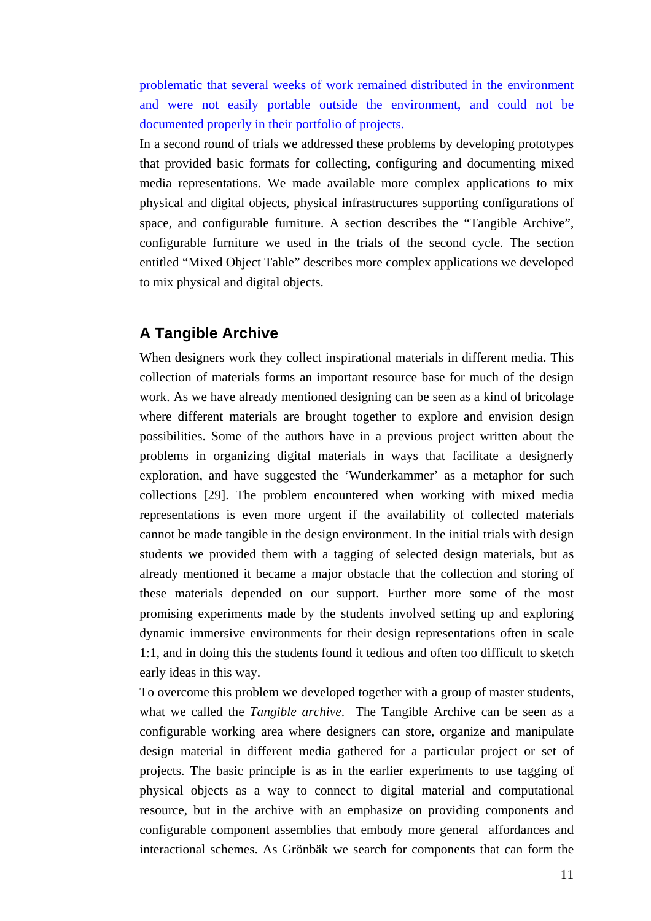problematic that several weeks of work remained distributed in the environment and were not easily portable outside the environment, and could not be documented properly in their portfolio of projects.

In a second round of trials we addressed these problems by developing prototypes that provided basic formats for collecting, configuring and documenting mixed media representations. We made available more complex applications to mix physical and digital objects, physical infrastructures supporting configurations of space, and configurable furniture. A section describes the "Tangible Archive", configurable furniture we used in the trials of the second cycle. The section entitled "Mixed Object Table" describes more complex applications we developed to mix physical and digital objects.

## A Tangible Archive

When designers work they collect inspirational materials in different media. This collection of materials forms an important resource base for much of the design work. As we have already mentioned designing can be seen as a kind of bricolage where different materials are brought together to explore and envision design possibilities. Some of the authors have in a previous project written about the problems in organizing digital materials in ways that facilitate a designerly exploration, and have suggested the 'Wunderkammer' as a metaphor for such collections [29]. The problem encountered when working with mixed media representations is even more urgent if the availability of collected materials cannot be made tangible in the design environment. In the initial trials with design students we provided them with a tagging of selected design materials, but as already mentioned it became a major obstacle that the collection and storing of these materials depended on our support. Further more some of the most promising experiments made by the students involved setting up and exploring dynamic immersive environments for their design representations often in scale 1:1, and in doing this the students found it tedious and often too difficult to sketch early ideas in this way.

To overcome this problem we developed together with a group of master students, what we called the *Tangible archive*. The Tangible Archive can be seen as a configurable working area where designers can store, organize and manipulate design material in different media gathered for a particular project or set of projects. The basic principle is as in the earlier experiments to use tagging of physical objects as a way to connect to digital material and computational resource, but in the archive with an emphasize on providing components and configurable component assemblies that embody more general affordances and interactional schemes. As Grönbäk we search for components that can form the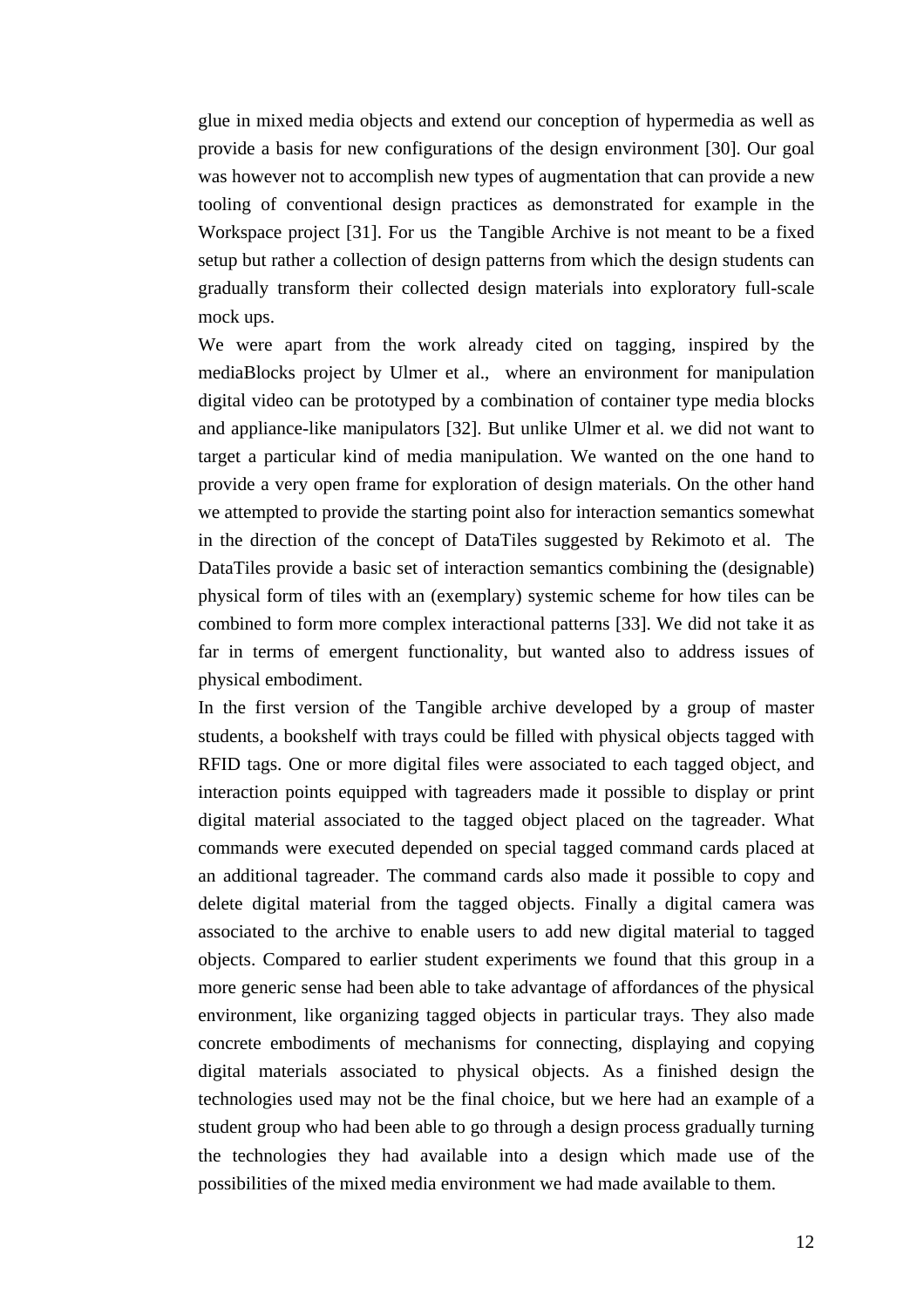glue in mixed media objects and extend our conception of hypermedia as well as provide a basis for new configurations of the design environment [30]. Our goal was however not to accomplish new types of augmentation that can provide a new tooling of conventional design practices as demonstrated for example in the Workspace project [31]. For us the Tangible Archive is not meant to be a fixed setup but rather a collection of design patterns from which the design students can gradually transform their collected design materials into exploratory full-scale mock ups.

We were apart from the work already cited on tagging, inspired by the mediaBlocks project by Ulmer et al., where an environment for manipulation digital video can be prototyped by a combination of container type media blocks and appliance-like manipulators [32]. But unlike Ulmer et al. we did not want to target a particular kind of media manipulation. We wanted on the one hand to provide a very open frame for exploration of design materials. On the other hand we attempted to provide the starting point also for interaction semantics somewhat in the direction of the concept of DataTiles suggested by Rekimoto et al. The DataTiles provide a basic set of interaction semantics combining the (designable) physical form of tiles with an (exemplary) systemic scheme for how tiles can be combined to form more complex interactional patterns [33]. We did not take it as far in terms of emergent functionality, but wanted also to address issues of physical embodiment.

In the first version of the Tangible archive developed by a group of master students, a bookshelf with trays could be filled with physical objects tagged with RFID tags. One or more digital files were associated to each tagged object, and interaction points equipped with tagreaders made it possible to display or print digital material associated to the tagged object placed on the tagreader. What commands were executed depended on special tagged command cards placed at an additional tagreader. The command cards also made it possible to copy and delete digital material from the tagged objects. Finally a digital camera was associated to the archive to enable users to add new digital material to tagged objects. Compared to earlier student experiments we found that this group in a more generic sense had been able to take advantage of affordances of the physical environment, like organizing tagged objects in particular trays. They also made concrete embodiments of mechanisms for connecting, displaying and copying digital materials associated to physical objects. As a finished design the technologies used may not be the final choice, but we here had an example of a student group who had been able to go through a design process gradually turning the technologies they had available into a design which made use of the possibilities of the mixed media environment we had made available to them.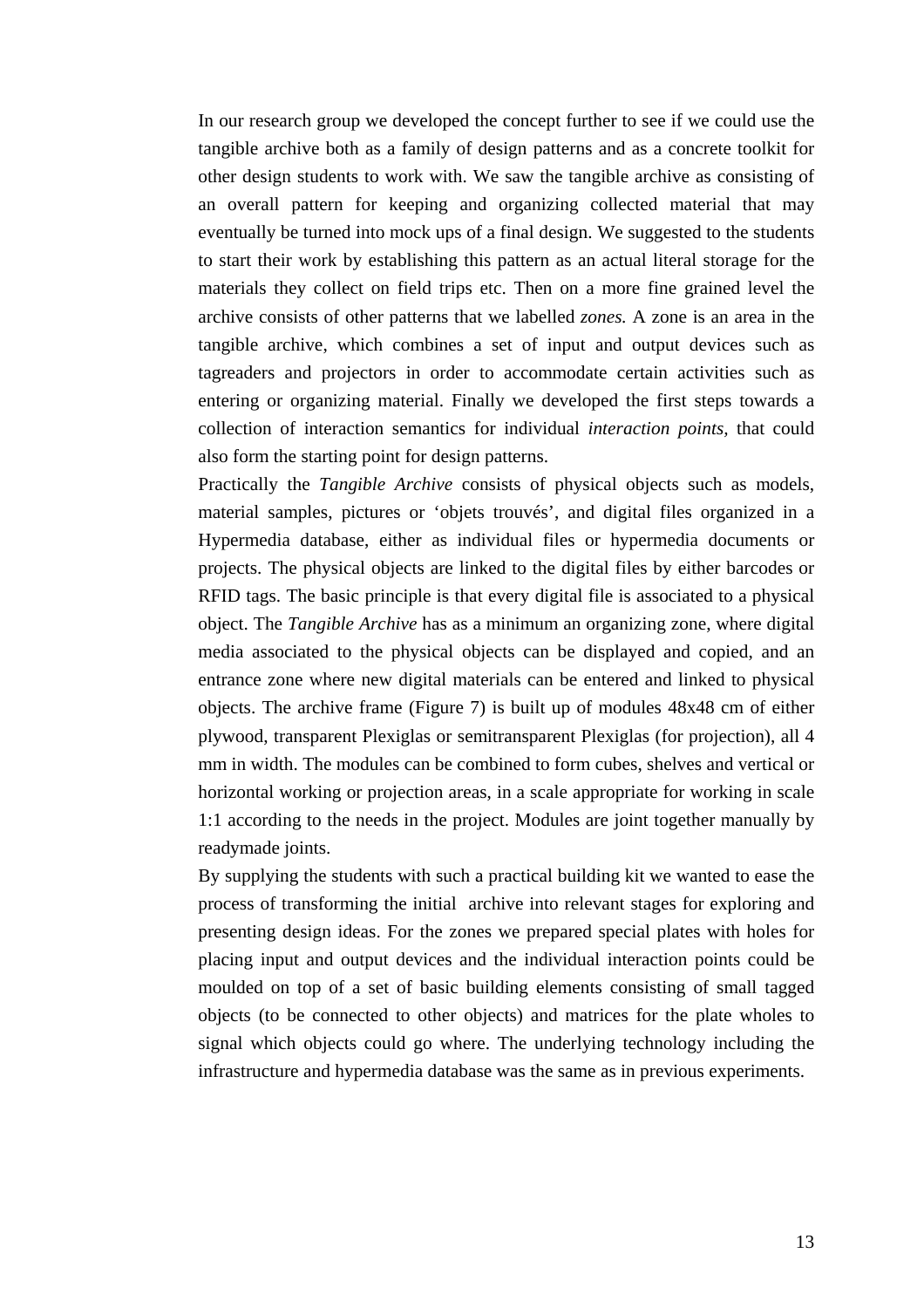In our research group we developed the concept further to see if we could use the tangible archive both as a family of design patterns and as a concrete toolkit for other design students to work with. We saw the tangible archive as consisting of an overall pattern for keeping and organizing collected material that may eventually be turned into mock ups of a final design. We suggested to the students to start their work by establishing this pattern as an actual literal storage for the materials they collect on field trips etc. Then on a more fine grained level the archive consists of other patterns that we labelled *zones.* A zone is an area in the tangible archive, which combines a set of input and output devices such as tagreaders and projectors in order to accommodate certain activities such as entering or organizing material. Finally we developed the first steps towards a collection of interaction semantics for individual *interaction points,* that could also form the starting point for design patterns.

Practically the *Tangible Archive* consists of physical objects such as models, material samples, pictures or 'objets trouvés', and digital files organized in a Hypermedia database, either as individual files or hypermedia documents or projects. The physical objects are linked to the digital files by either barcodes or RFID tags. The basic principle is that every digital file is associated to a physical object. The *Tangible Archive* has as a minimum an organizing zone, where digital media associated to the physical objects can be displayed and copied, and an entrance zone where new digital materials can be entered and linked to physical objects. The archive frame (Figure 7) is built up of modules 48x48 cm of either plywood, transparent Plexiglas or semitransparent Plexiglas (for projection), all 4 mm in width. The modules can be combined to form cubes, shelves and vertical or horizontal working or projection areas, in a scale appropriate for working in scale 1:1 according to the needs in the project. Modules are joint together manually by readymade joints.

By supplying the students with such a practical building kit we wanted to ease the process of transforming the initial archive into relevant stages for exploring and presenting design ideas. For the zones we prepared special plates with holes for placing input and output devices and the individual interaction points could be moulded on top of a set of basic building elements consisting of small tagged objects (to be connected to other objects) and matrices for the plate wholes to signal which objects could go where. The underlying technology including the infrastructure and hypermedia database was the same as in previous experiments.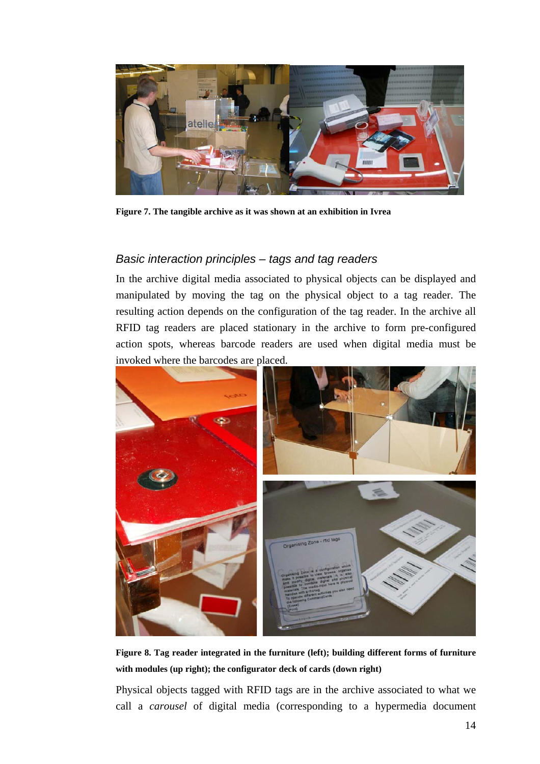**Figure 7. The tangible archive as it was shown at an exhibition in Ivrea**

### *Basic interaction principles – tags and tag readers*

In the archive digital media associated to physical objects can be displayed and manipulated by moving the tag on the physical object to a tag reader. The resulting action depends on the configuration of the tag reader. In the archive all RFID tag readers are placed stationary in the archive to form pre-configured action spots, whereas barcode readers are used when digital media must be invoked where the barcodes are placed.

**Figure 8. Tag reader integrated in the furniture (left); building different forms of furniture with modules (up right); the configurator deck of cards (down right)**

Physical objects tagged with RFID tags are in the archive associated to what we call a *carousel* of digital media (corresponding to a hypermedia document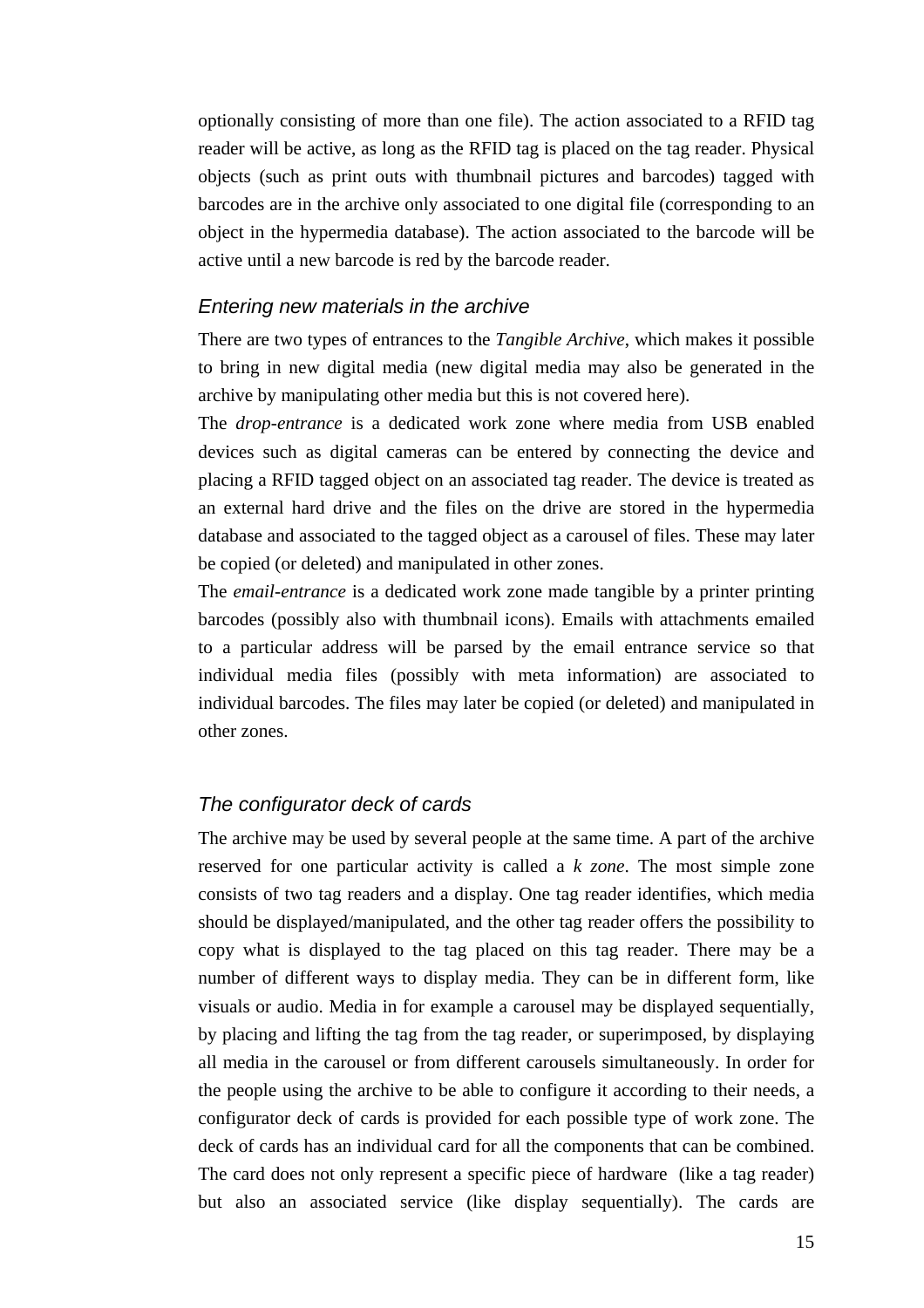optionally consisting of more than one file). The action associated to a RFID tag reader will be active, as long as the RFID tag is placed on the tag reader. Physical objects (such as print outs with thumbnail pictures and barcodes) tagged with barcodes are in the archive only associated to one digital file (corresponding to an object in the hypermedia database). The action associated to the barcode will be active until a new barcode is red by the barcode reader.

### *Entering new materials in the archive*

There are two types of entrances to the *Tangible Archive*, which makes it possible to bring in new digital media (new digital media may also be generated in the archive by manipulating other media but this is not covered here).

The *drop-entrance* is a dedicated work zone where media from USB enabled devices such as digital cameras can be entered by connecting the device and placing a RFID tagged object on an associated tag reader. The device is treated as an external hard drive and the files on the drive are stored in the hypermedia database and associated to the tagged object as a carousel of files. These may later be copied (or deleted) and manipulated in other zones.

The *email-entrance* is a dedicated work zone made tangible by a printer printing barcodes (possibly also with thumbnail icons). Emails with attachments emailed to a particular address will be parsed by the email entrance service so that individual media files (possibly with meta information) are associated to individual barcodes. The files may later be copied (or deleted) and manipulated in other zones.

### *The configurator deck of cards*

The archive may be used by several people at the same time. A part of the archive reserved for one particular activity is called a *k zone*. The most simple zone consists of two tag readers and a display. One tag reader identifies, which media should be displayed/manipulated, and the other tag reader offers the possibility to copy what is displayed to the tag placed on this tag reader. There may be a number of different ways to display media. They can be in different form, like visuals or audio. Media in for example a carousel may be displayed sequentially, by placing and lifting the tag from the tag reader, or superimposed, by displaying all media in the carousel or from different carousels simultaneously. In order for the people using the archive to be able to configure it according to their needs, a configurator deck of cards is provided for each possible type of work zone. The deck of cards has an individual card for all the components that can be combined. The card does not only represent a specific piece of hardware (like a tag reader) but also an associated service (like display sequentially). The cards are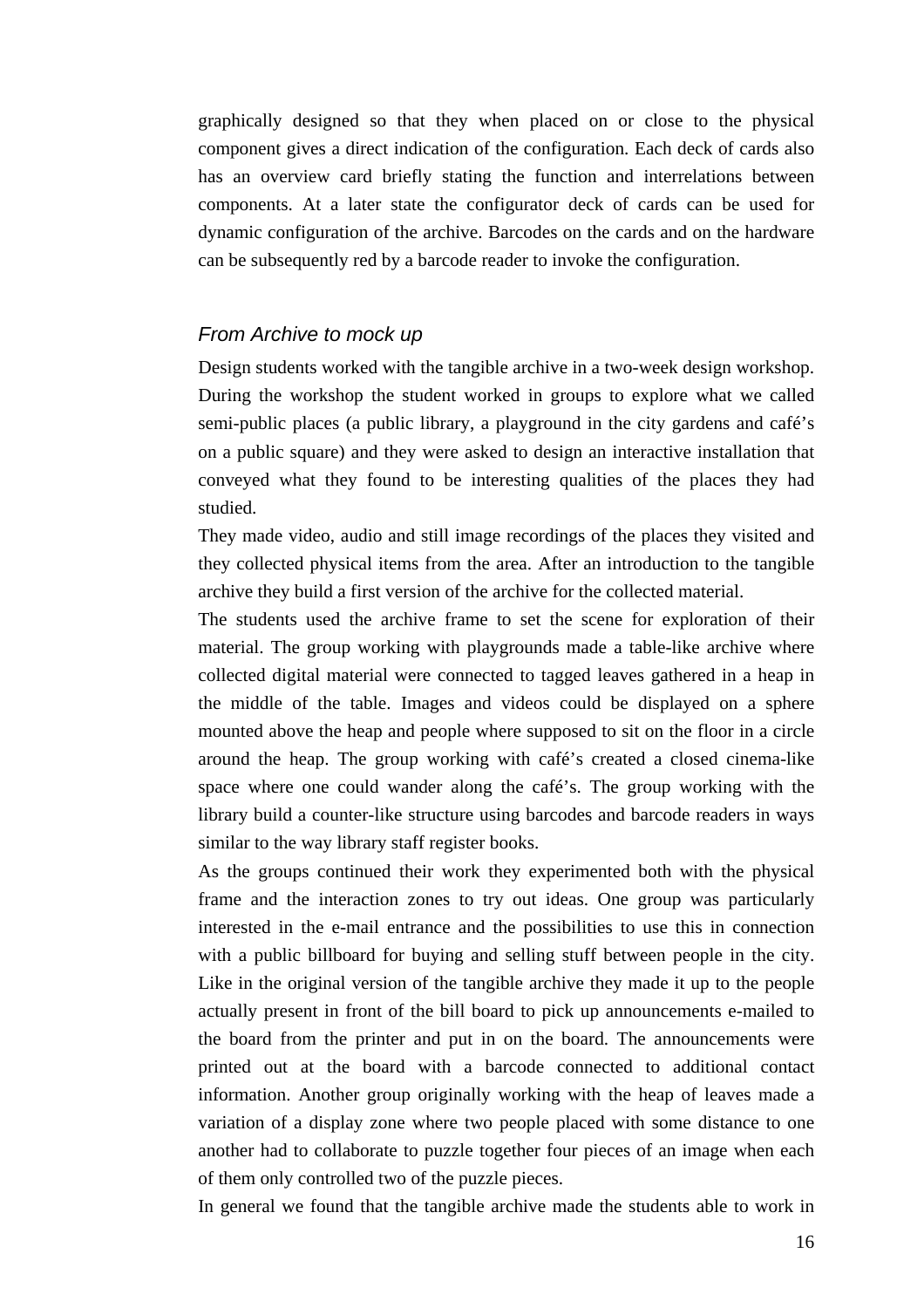graphically designed so that they when placed on or close to the physical component gives a direct indication of the configuration. Each deck of cards also has an overview card briefly stating the function and interrelations between components. At a later state the configurator deck of cards can be used for dynamic configuration of the archive. Barcodes on the cards and on the hardware can be subsequently red by a barcode reader to invoke the configuration.

### *From Archive to mock up*

Design students worked with the tangible archive in a two-week design workshop. During the workshop the student worked in groups to explore what we called semi-public places (a public library, a playground in the city gardens and café's on a public square) and they were asked to design an interactive installation that conveyed what they found to be interesting qualities of the places they had studied.

They made video, audio and still image recordings of the places they visited and they collected physical items from the area. After an introduction to the tangible archive they build a first version of the archive for the collected material.

The students used the archive frame to set the scene for exploration of their material. The group working with playgrounds made a table-like archive where collected digital material were connected to tagged leaves gathered in a heap in the middle of the table. Images and videos could be displayed on a sphere mounted above the heap and people where supposed to sit on the floor in a circle around the heap. The group working with café's created a closed cinema-like space where one could wander along the café's. The group working with the library build a counter-like structure using barcodes and barcode readers in ways similar to the way library staff register books.

As the groups continued their work they experimented both with the physical frame and the interaction zones to try out ideas. One group was particularly interested in the e-mail entrance and the possibilities to use this in connection with a public billboard for buying and selling stuff between people in the city. Like in the original version of the tangible archive they made it up to the people actually present in front of the bill board to pick up announcements e-mailed to the board from the printer and put in on the board. The announcements were printed out at the board with a barcode connected to additional contact information. Another group originally working with the heap of leaves made a variation of a display zone where two people placed with some distance to one another had to collaborate to puzzle together four pieces of an image when each of them only controlled two of the puzzle pieces.

In general we found that the tangible archive made the students able to work in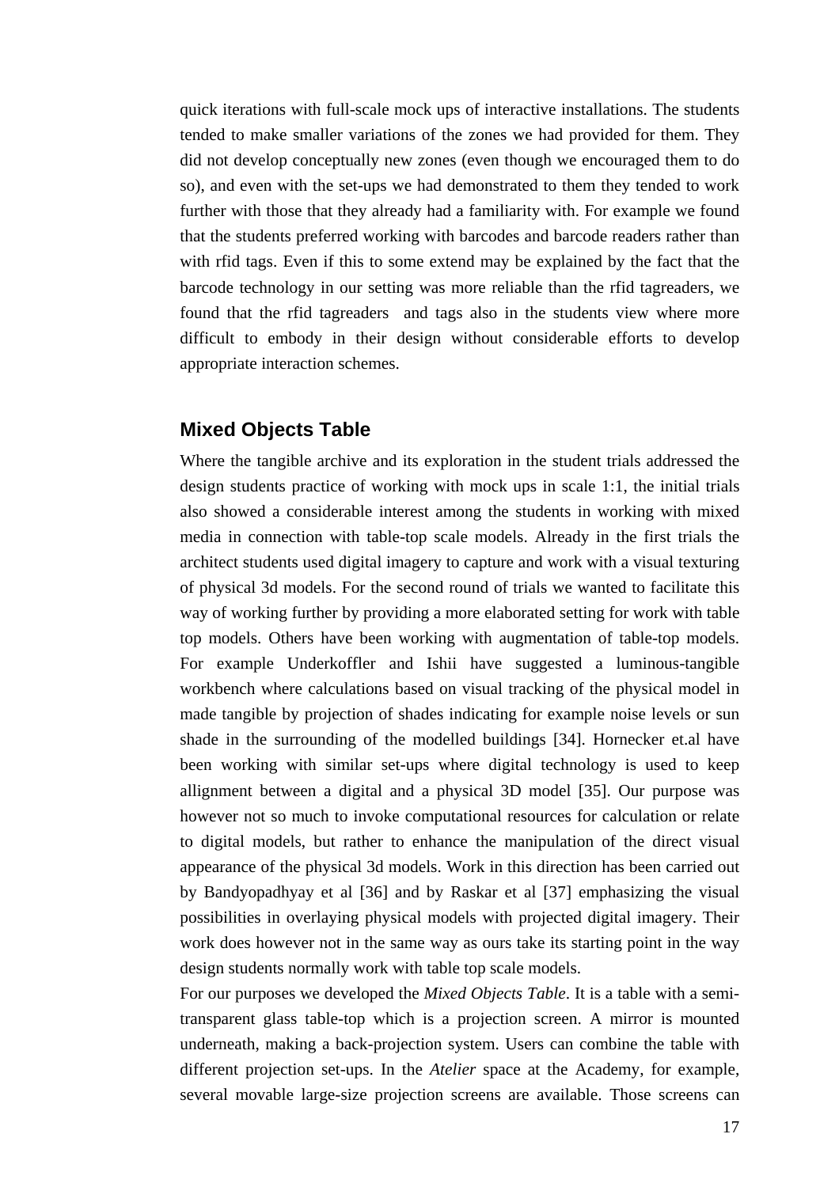quick iterations with full-scale mock ups of interactive installations. The students tended to make smaller variations of the zones we had provided for them. They did not develop conceptually new zones (even though we encouraged them to do so), and even with the set-ups we had demonstrated to them they tended to work further with those that they already had a familiarity with. For example we found that the students preferred working with barcodes and barcode readers rather than with rfid tags. Even if this to some extend may be explained by the fact that the barcode technology in our setting was more reliable than the rfid tagreaders, we found that the rfid tagreaders and tags also in the students view where more difficult to embody in their design without considerable efforts to develop appropriate interaction schemes.

## Mixed Objects Table

Where the tangible archive and its exploration in the student trials addressed the design students practice of working with mock ups in scale 1:1, the initial trials also showed a considerable interest among the students in working with mixed media in connection with table-top scale models. Already in the first trials the architect students used digital imagery to capture and work with a visual texturing of physical 3d models. For the second round of trials we wanted to facilitate this way of working further by providing a more elaborated setting for work with table top models. Others have been working with augmentation of table-top models. For example Underkoffler and Ishii have suggested a luminous-tangible workbench where calculations based on visual tracking of the physical model in made tangible by projection of shades indicating for example noise levels or sun shade in the surrounding of the modelled buildings [34]. Hornecker et.al have been working with similar set-ups where digital technology is used to keep allignment between a digital and a physical 3D model [35]. Our purpose was however not so much to invoke computational resources for calculation or relate to digital models, but rather to enhance the manipulation of the direct visual appearance of the physical 3d models. Work in this direction has been carried out by Bandyopadhyay et al [36] and by Raskar et al [37] emphasizing the visual possibilities in overlaying physical models with projected digital imagery. Their work does however not in the same way as ours take its starting point in the way design students normally work with table top scale models.

For our purposes we developed the *Mixed Objects Table*. It is a table with a semi-transparent glass table-top which is a projection screen. A mirror is mounted underneath, making a back-projection system. Users can combine the table with different projection set-ups. In the *Atelier* space at the Academy, for example, several movable large-size projection screens are available. Those screens can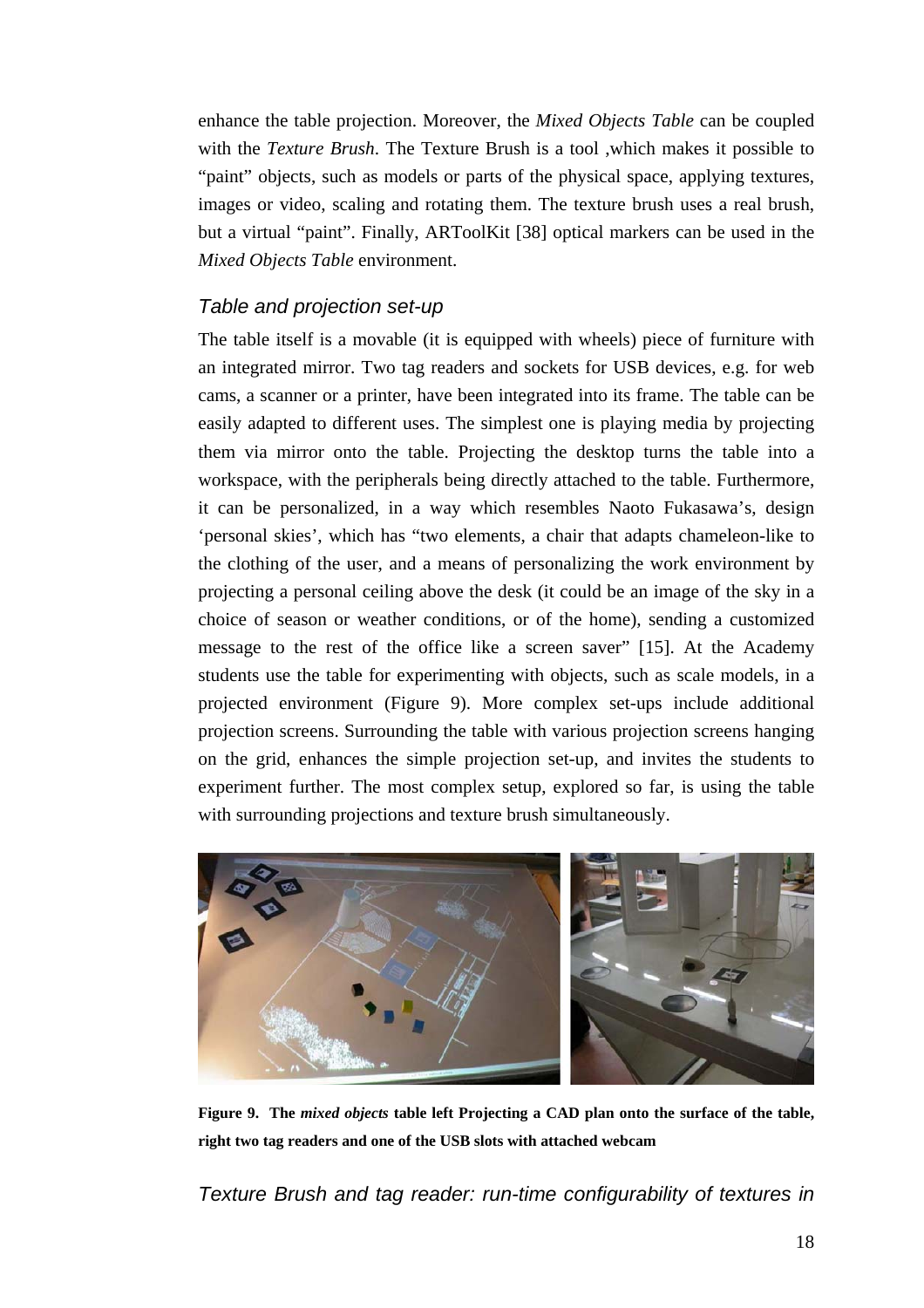enhance the table projection. Moreover, the *Mixed Objects Table* can be coupled with the *Texture Brush*. The Texture Brush is a tool ,which makes it possible to "paint" objects, such as models or parts of the physical space, applying textures, images or video, scaling and rotating them. The texture brush uses a real brush, but a virtual "paint". Finally, ARToolKit [38] optical markers can be used in the *Mixed Objects Table* environment.

### *Table and projection set-up*

The table itself is a movable (it is equipped with wheels) piece of furniture with an integrated mirror. Two tag readers and sockets for USB devices, e.g. for web cams, a scanner or a printer, have been integrated into its frame. The table can be easily adapted to different uses. The simplest one is playing media by projecting them via mirror onto the table. Projecting the desktop turns the table into a workspace, with the peripherals being directly attached to the table. Furthermore, it can be personalized, in a way which resembles Naoto Fukasawa's, design 'personal skies', which has "two elements, a chair that adapts chameleon-like to the clothing of the user, and a means of personalizing the work environment by projecting a personal ceiling above the desk (it could be an image of the sky in a choice of season or weather conditions, or of the home), sending a customized message to the rest of the office like a screen saver" [15]. At the Academy students use the table for experimenting with objects, such as scale models, in a projected environment (Figure 9). More complex set-ups include additional projection screens. Surrounding the table with various projection screens hanging on the grid, enhances the simple projection set-up, and invites the students to experiment further. The most complex setup, explored so far, is using the table with surrounding projections and texture brush simultaneously.

**Figure 9. The *mixed objects* table left Projecting a CAD plan onto the surface of the table, right two tag readers and one of the USB slots with attached webcam**

### *Texture Brush and tag reader: run-time configurability of textures in*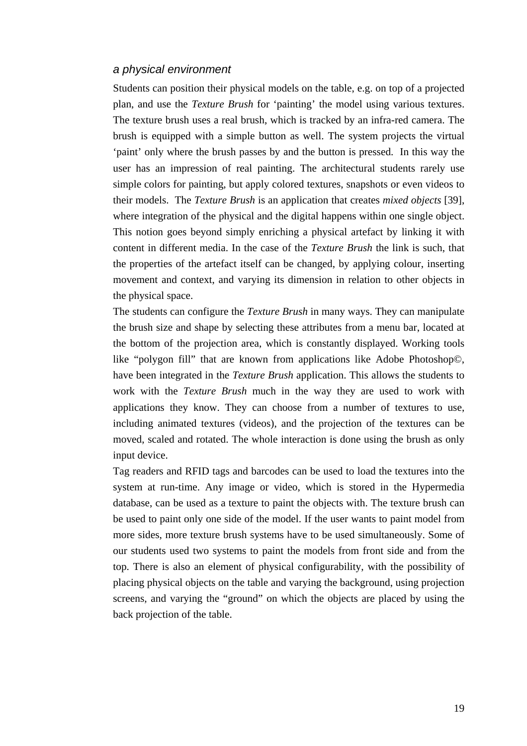### *a physical environment*

Students can position their physical models on the table, e.g. on top of a projected plan, and use the *Texture Brush* for ‘painting’ the model using various textures. The texture brush uses a real brush, which is tracked by an infra-red camera. The brush is equipped with a simple button as well. The system projects the virtual ‘paint’ only where the brush passes by and the button is pressed. In this way the user has an impression of real painting. The architectural students rarely use simple colors for painting, but apply colored textures, snapshots or even videos to their models. The *Texture Brush* is an application that creates *mixed objects* [39], where integration of the physical and the digital happens within one single object. This notion goes beyond simply enriching a physical artefact by linking it with content in different media. In the case of the *Texture Brush* the link is such, that the properties of the artefact itself can be changed, by applying colour, inserting movement and context, and varying its dimension in relation to other objects in the physical space.

The students can configure the *Texture Brush* in many ways. They can manipulate the brush size and shape by selecting these attributes from a menu bar, located at the bottom of the projection area, which is constantly displayed. Working tools like “polygon fill” that are known from applications like Adobe Photoshop©, have been integrated in the *Texture Brush* application. This allows the students to work with the *Texture Brush* much in the way they are used to work with applications they know. They can choose from a number of textures to use, including animated textures (videos), and the projection of the textures can be moved, scaled and rotated. The whole interaction is done using the brush as only input device.

Tag readers and RFID tags and barcodes can be used to load the textures into the system at run-time. Any image or video, which is stored in the Hypermedia database, can be used as a texture to paint the objects with. The texture brush can be used to paint only one side of the model. If the user wants to paint model from more sides, more texture brush systems have to be used simultaneously. Some of our students used two systems to paint the models from front side and from the top. There is also an element of physical configurability, with the possibility of placing physical objects on the table and varying the background, using projection screens, and varying the “ground” on which the objects are placed by using the back projection of the table.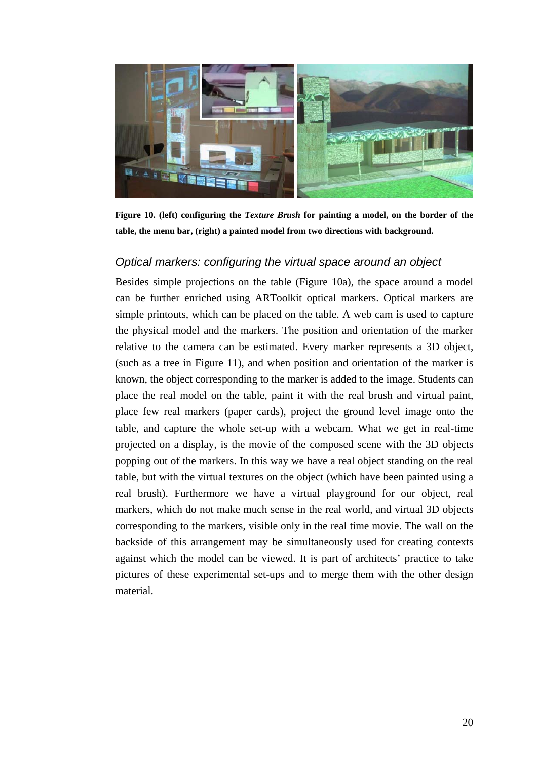**Figure 10. (left) configuring the *Texture Brush* for painting a model, on the border of the table, the menu bar, (right) a painted model from two directions with background.**

### *Optical markers: configuring the virtual space around an object*

Besides simple projections on the table (Figure 10a), the space around a model can be further enriched using ARToolkit optical markers. Optical markers are simple printouts, which can be placed on the table. A web cam is used to capture the physical model and the markers. The position and orientation of the marker relative to the camera can be estimated. Every marker represents a 3D object, (such as a tree in Figure 11), and when position and orientation of the marker is known, the object corresponding to the marker is added to the image. Students can place the real model on the table, paint it with the real brush and virtual paint, place few real markers (paper cards), project the ground level image onto the table, and capture the whole set-up with a webcam. What we get in real-time projected on a display, is the movie of the composed scene with the 3D objects popping out of the markers. In this way we have a real object standing on the real table, but with the virtual textures on the object (which have been painted using a real brush). Furthermore we have a virtual playground for our object, real markers, which do not make much sense in the real world, and virtual 3D objects corresponding to the markers, visible only in the real time movie. The wall on the backside of this arrangement may be simultaneously used for creating contexts against which the model can be viewed. It is part of architects' practice to take pictures of these experimental set-ups and to merge them with the other design material.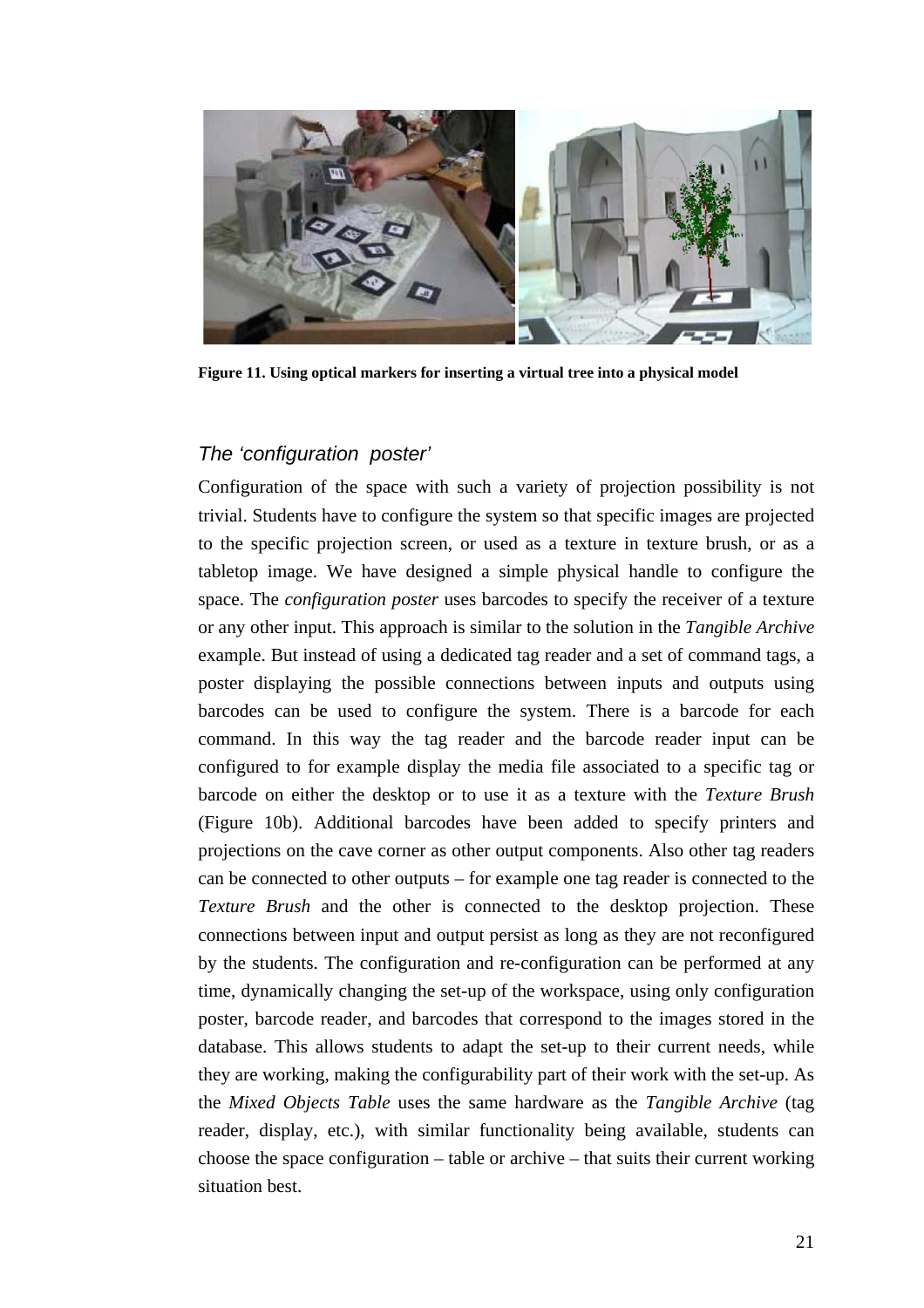Figure 11. Using optical markers for inserting a virtual tree into a physical model

### *The 'configuration poster'*

Configuration of the space with such a variety of projection possibility is not trivial. Students have to configure the system so that specific images are projected to the specific projection screen, or used as a texture in texture brush, or as a tabletop image. We have designed a simple physical handle to configure the space. The *configuration poster* uses barcodes to specify the receiver of a texture or any other input. This approach is similar to the solution in the *Tangible Archive* example. But instead of using a dedicated tag reader and a set of command tags, a poster displaying the possible connections between inputs and outputs using barcodes can be used to configure the system. There is a barcode for each command. In this way the tag reader and the barcode reader input can be configured to for example display the media file associated to a specific tag or barcode on either the desktop or to use it as a texture with the *Texture Brush* (Figure 10b). Additional barcodes have been added to specify printers and projections on the cave corner as other output components. Also other tag readers can be connected to other outputs – for example one tag reader is connected to the *Texture Brush* and the other is connected to the desktop projection. These connections between input and output persist as long as they are not reconfigured by the students. The configuration and re-configuration can be performed at any time, dynamically changing the set-up of the workspace, using only configuration poster, barcode reader, and barcodes that correspond to the images stored in the database. This allows students to adapt the set-up to their current needs, while they are working, making the configurability part of their work with the set-up. As the *Mixed Objects Table* uses the same hardware as the *Tangible Archive* (tag reader, display, etc.), with similar functionality being available, students can choose the space configuration – table or archive – that suits their current working situation best.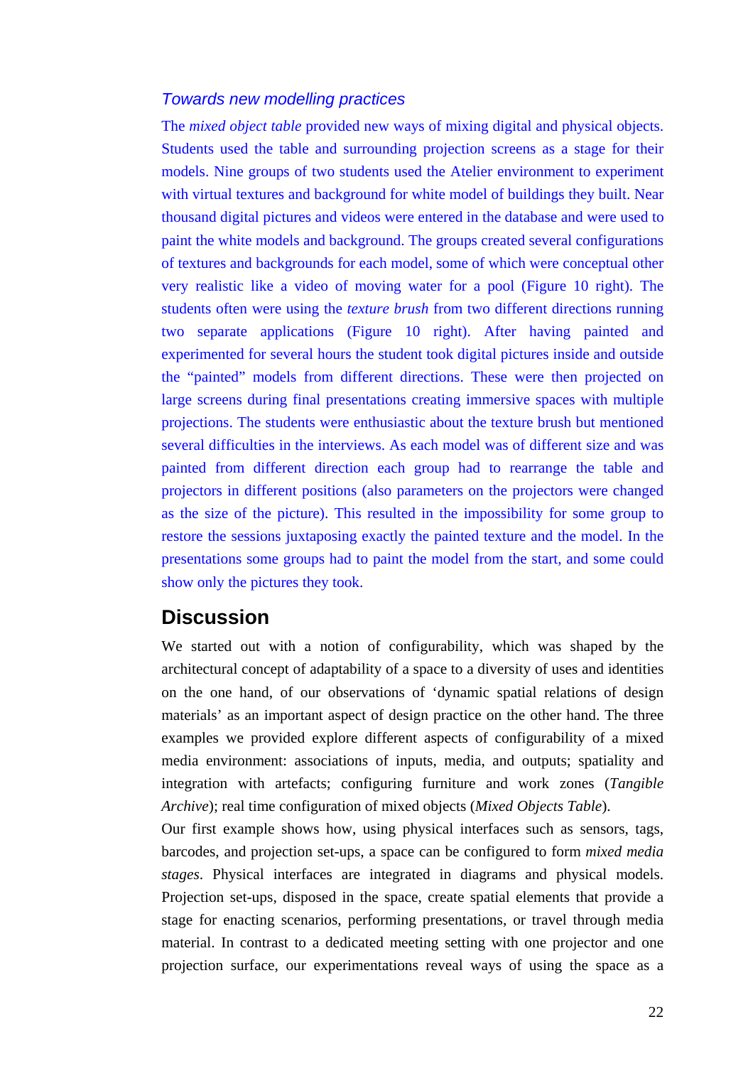### *Towards new modelling practices*

The *mixed object table* provided new ways of mixing digital and physical objects. Students used the table and surrounding projection screens as a stage for their models. Nine groups of two students used the Atelier environment to experiment with virtual textures and background for white model of buildings they built. Near thousand digital pictures and videos were entered in the database and were used to paint the white models and background. The groups created several configurations of textures and backgrounds for each model, some of which were conceptual other very realistic like a video of moving water for a pool (Figure 10 right). The students often were using the *texture brush* from two different directions running two separate applications (Figure 10 right). After having painted and experimented for several hours the student took digital pictures inside and outside the "painted" models from different directions. These were then projected on large screens during final presentations creating immersive spaces with multiple projections. The students were enthusiastic about the texture brush but mentioned several difficulties in the interviews. As each model was of different size and was painted from different direction each group had to rearrange the table and projectors in different positions (also parameters on the projectors were changed as the size of the picture). This resulted in the impossibility for some group to restore the sessions juxtaposing exactly the painted texture and the model. In the presentations some groups had to paint the model from the start, and some could show only the pictures they took.

## Discussion

We started out with a notion of configurability, which was shaped by the architectural concept of adaptability of a space to a diversity of uses and identities on the one hand, of our observations of 'dynamic spatial relations of design materials' as an important aspect of design practice on the other hand. The three examples we provided explore different aspects of configurability of a mixed media environment: associations of inputs, media, and outputs; spatiality and integration with artefacts; configuring furniture and work zones (*Tangible Archive*); real time configuration of mixed objects (*Mixed Objects Table*).

Our first example shows how, using physical interfaces such as sensors, tags, barcodes, and projection set-ups, a space can be configured to form *mixed media stages*. Physical interfaces are integrated in diagrams and physical models. Projection set-ups, disposed in the space, create spatial elements that provide a stage for enacting scenarios, performing presentations, or travel through media material. In contrast to a dedicated meeting setting with one projector and one projection surface, our experimentations reveal ways of using the space as a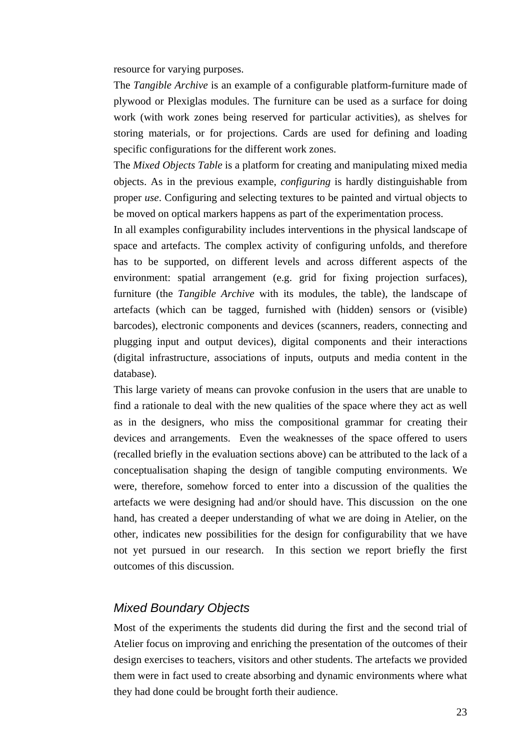resource for varying purposes.

The *Tangible Archive* is an example of a configurable platform-furniture made of plywood or Plexiglas modules. The furniture can be used as a surface for doing work (with work zones being reserved for particular activities), as shelves for storing materials, or for projections. Cards are used for defining and loading specific configurations for the different work zones.

The *Mixed Objects Table* is a platform for creating and manipulating mixed media objects. As in the previous example, *configuring* is hardly distinguishable from proper *use*. Configuring and selecting textures to be painted and virtual objects to be moved on optical markers happens as part of the experimentation process.

In all examples configurability includes interventions in the physical landscape of space and artefacts. The complex activity of configuring unfolds, and therefore has to be supported, on different levels and across different aspects of the environment: spatial arrangement (e.g. grid for fixing projection surfaces), furniture (the *Tangible Archive* with its modules, the table), the landscape of artefacts (which can be tagged, furnished with (hidden) sensors or (visible) barcodes), electronic components and devices (scanners, readers, connecting and plugging input and output devices), digital components and their interactions (digital infrastructure, associations of inputs, outputs and media content in the database).

This large variety of means can provoke confusion in the users that are unable to find a rationale to deal with the new qualities of the space where they act as well as in the designers, who miss the compositional grammar for creating their devices and arrangements. Even the weaknesses of the space offered to users (recalled briefly in the evaluation sections above) can be attributed to the lack of a conceptualisation shaping the design of tangible computing environments. We were, therefore, somehow forced to enter into a discussion of the qualities the artefacts we were designing had and/or should have. This discussion on the one hand, has created a deeper understanding of what we are doing in Atelier, on the other, indicates new possibilities for the design for configurability that we have not yet pursued in our research. In this section we report briefly the first outcomes of this discussion.

## *Mixed Boundary Objects*

Most of the experiments the students did during the first and the second trial of Atelier focus on improving and enriching the presentation of the outcomes of their design exercises to teachers, visitors and other students. The artefacts we provided them were in fact used to create absorbing and dynamic environments where what they had done could be brought forth their audience.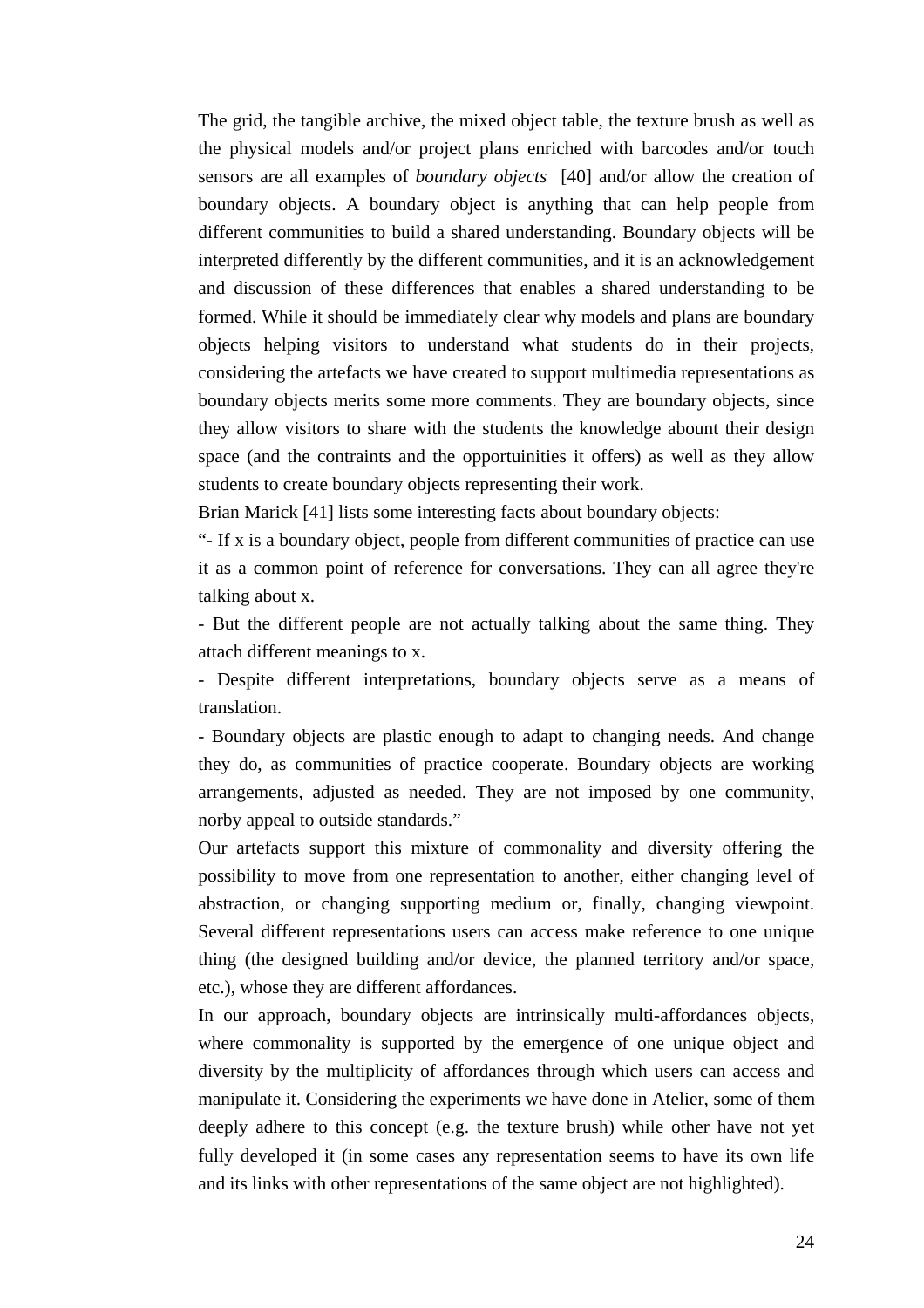The grid, the tangible archive, the mixed object table, the texture brush as well as the physical models and/or project plans enriched with barcodes and/or touch sensors are all examples of *boundary objects* [40] and/or allow the creation of boundary objects. A boundary object is anything that can help people from different communities to build a shared understanding. Boundary objects will be interpreted differently by the different communities, and it is an acknowledgement and discussion of these differences that enables a shared understanding to be formed. While it should be immediately clear why models and plans are boundary objects helping visitors to understand what students do in their projects, considering the artefacts we have created to support multimedia representations as boundary objects merits some more comments. They are boundary objects, since they allow visitors to share with the students the knowledge abount their design space (and the contraints and the opportuinities it offers) as well as they allow students to create boundary objects representing their work.

Brian Marick [41] lists some interesting facts about boundary objects:

"- If x is a boundary object, people from different communities of practice can use it as a common point of reference for conversations. They can all agree they're talking about x.

- But the different people are not actually talking about the same thing. They attach different meanings to x.

- Despite different interpretations, boundary objects serve as a means of translation.

- Boundary objects are plastic enough to adapt to changing needs. And change they do, as communities of practice cooperate. Boundary objects are working arrangements, adjusted as needed. They are not imposed by one community, norby appeal to outside standards."

Our artefacts support this mixture of commonality and diversity offering the possibility to move from one representation to another, either changing level of abstraction, or changing supporting medium or, finally, changing viewpoint. Several different representations users can access make reference to one unique thing (the designed building and/or device, the planned territory and/or space, etc.), whose they are different affordances.

In our approach, boundary objects are intrinsically multi-affordances objects, where commonality is supported by the emergence of one unique object and diversity by the multiplicity of affordances through which users can access and manipulate it. Considering the experiments we have done in Atelier, some of them deeply adhere to this concept (e.g. the texture brush) while other have not yet fully developed it (in some cases any representation seems to have its own life and its links with other representations of the same object are not highlighted).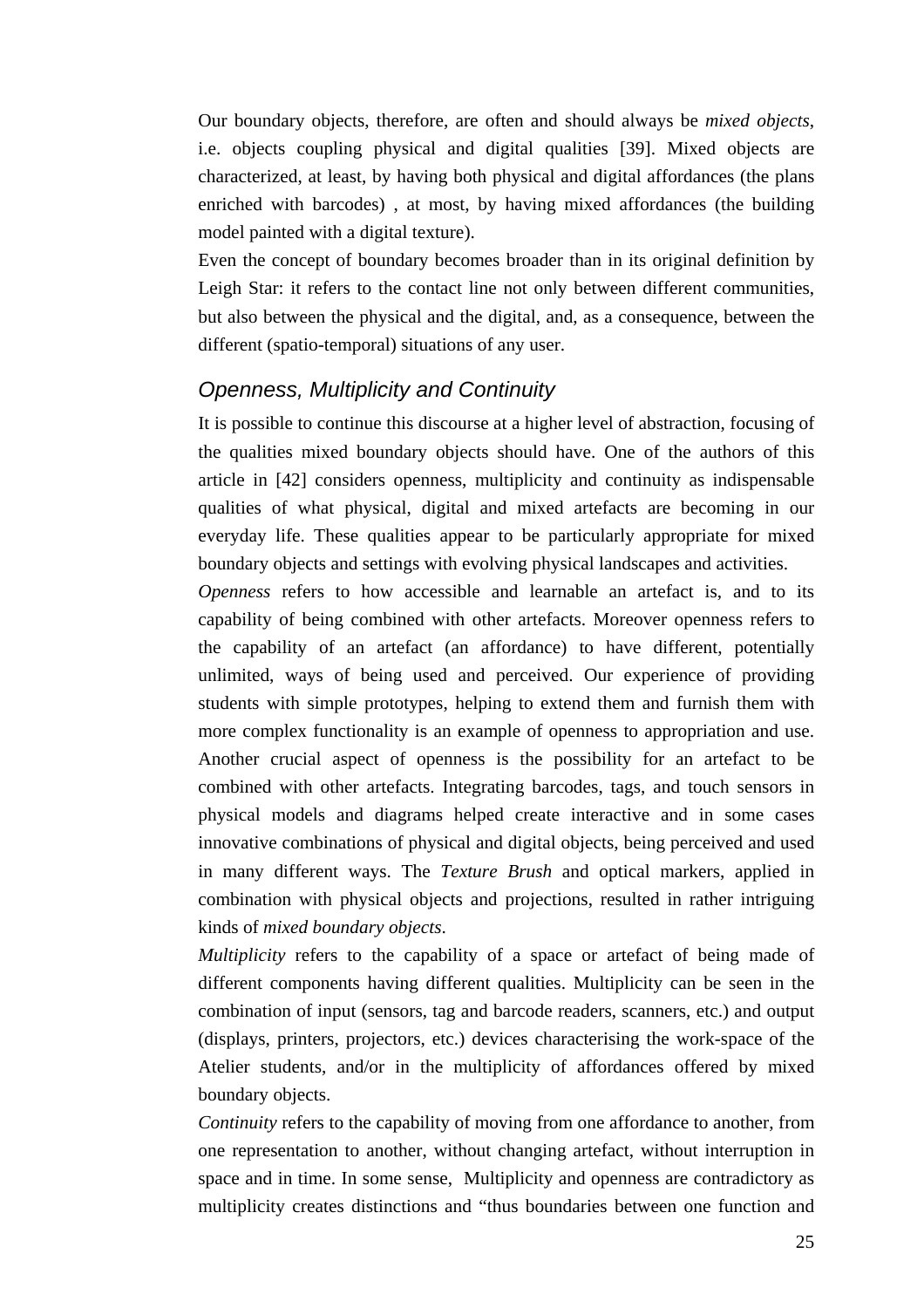Our boundary objects, therefore, are often and should always be *mixed objects*, i.e. objects coupling physical and digital qualities [39]. Mixed objects are characterized, at least, by having both physical and digital affordances (the plans enriched with barcodes) , at most, by having mixed affordances (the building model painted with a digital texture).

Even the concept of boundary becomes broader than in its original definition by Leigh Star: it refers to the contact line not only between different communities, but also between the physical and the digital, and, as a consequence, between the different (spatio-temporal) situations of any user.

### *Openness, Multiplicity and Continuity*

It is possible to continue this discourse at a higher level of abstraction, focusing of the qualities mixed boundary objects should have. One of the authors of this article in [42] considers openness, multiplicity and continuity as indispensable qualities of what physical, digital and mixed artefacts are becoming in our everyday life. These qualities appear to be particularly appropriate for mixed boundary objects and settings with evolving physical landscapes and activities.

*Openness* refers to how accessible and learnable an artefact is, and to its capability of being combined with other artefacts. Moreover openness refers to the capability of an artefact (an affordance) to have different, potentially unlimited, ways of being used and perceived. Our experience of providing students with simple prototypes, helping to extend them and furnish them with more complex functionality is an example of openness to appropriation and use. Another crucial aspect of openness is the possibility for an artefact to be combined with other artefacts. Integrating barcodes, tags, and touch sensors in physical models and diagrams helped create interactive and in some cases innovative combinations of physical and digital objects, being perceived and used in many different ways. The *Texture Brush* and optical markers, applied in combination with physical objects and projections, resulted in rather intriguing kinds of *mixed boundary objects*.

*Multiplicity* refers to the capability of a space or artefact of being made of different components having different qualities. Multiplicity can be seen in the combination of input (sensors, tag and barcode readers, scanners, etc.) and output (displays, printers, projectors, etc.) devices characterising the work-space of the Atelier students, and/or in the multiplicity of affordances offered by mixed boundary objects.

*Continuity* refers to the capability of moving from one affordance to another, from one representation to another, without changing artefact, without interruption in space and in time. In some sense, Multiplicity and openness are contradictory as multiplicity creates distinctions and "thus boundaries between one function and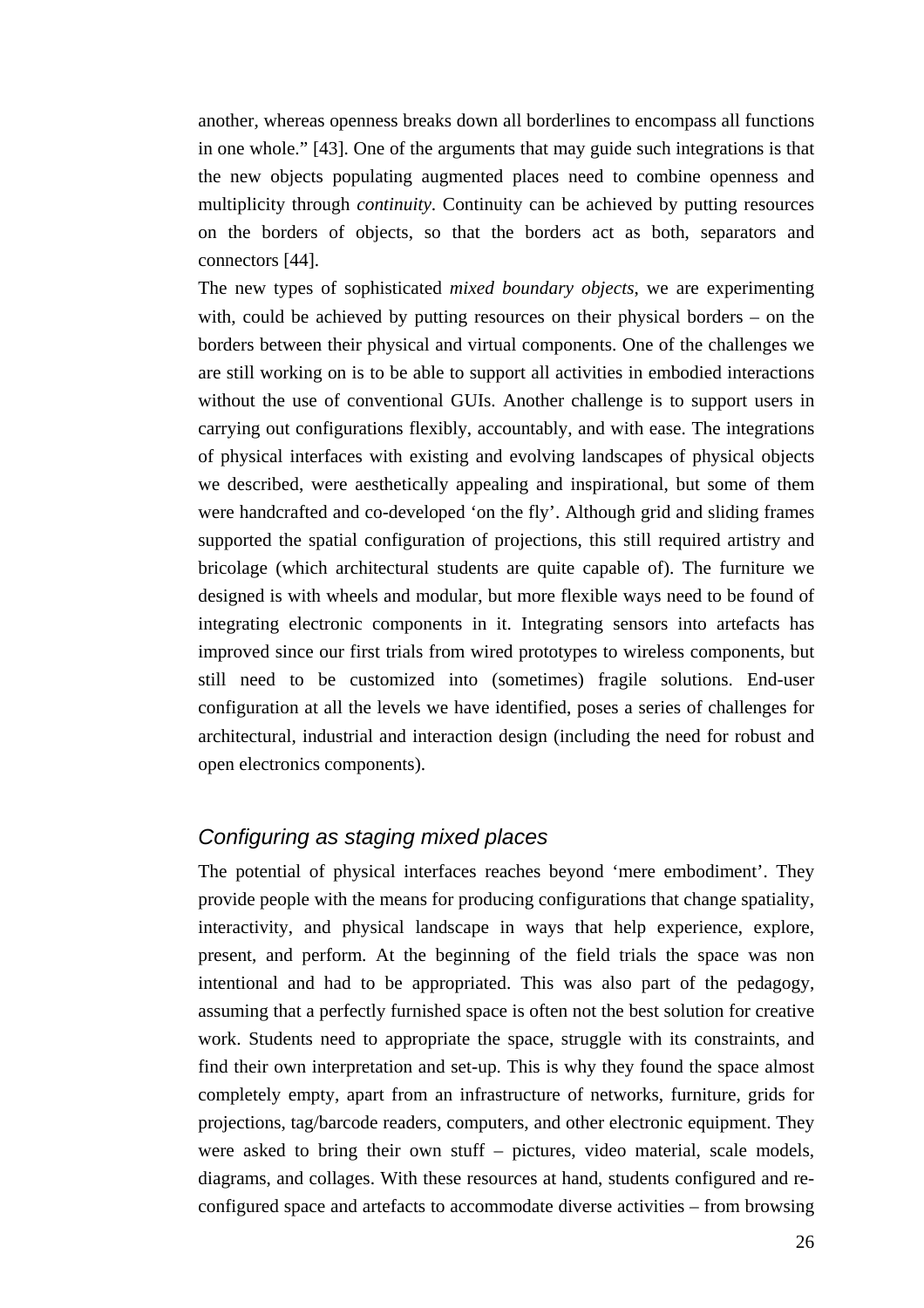another, whereas openness breaks down all borderlines to encompass all functions in one whole." [43]. One of the arguments that may guide such integrations is that the new objects populating augmented places need to combine openness and multiplicity through *continuity*. Continuity can be achieved by putting resources on the borders of objects, so that the borders act as both, separators and connectors [44].

The new types of sophisticated *mixed boundary objects*, we are experimenting with, could be achieved by putting resources on their physical borders – on the borders between their physical and virtual components. One of the challenges we are still working on is to be able to support all activities in embodied interactions without the use of conventional GUIs. Another challenge is to support users in carrying out configurations flexibly, accountably, and with ease. The integrations of physical interfaces with existing and evolving landscapes of physical objects we described, were aesthetically appealing and inspirational, but some of them were handcrafted and co-developed 'on the fly'. Although grid and sliding frames supported the spatial configuration of projections, this still required artistry and bricolage (which architectural students are quite capable of). The furniture we designed is with wheels and modular, but more flexible ways need to be found of integrating electronic components in it. Integrating sensors into artefacts has improved since our first trials from wired prototypes to wireless components, but still need to be customized into (sometimes) fragile solutions. End-user configuration at all the levels we have identified, poses a series of challenges for architectural, industrial and interaction design (including the need for robust and open electronics components).

## *Configuring as staging mixed places*

The potential of physical interfaces reaches beyond 'mere embodiment'. They provide people with the means for producing configurations that change spatiality, interactivity, and physical landscape in ways that help experience, explore, present, and perform. At the beginning of the field trials the space was non intentional and had to be appropriated. This was also part of the pedagogy, assuming that a perfectly furnished space is often not the best solution for creative work. Students need to appropriate the space, struggle with its constraints, and find their own interpretation and set-up. This is why they found the space almost completely empty, apart from an infrastructure of networks, furniture, grids for projections, tag/barcode readers, computers, and other electronic equipment. They were asked to bring their own stuff – pictures, video material, scale models, diagrams, and collages. With these resources at hand, students configured and re-configured space and artefacts to accommodate diverse activities – from browsing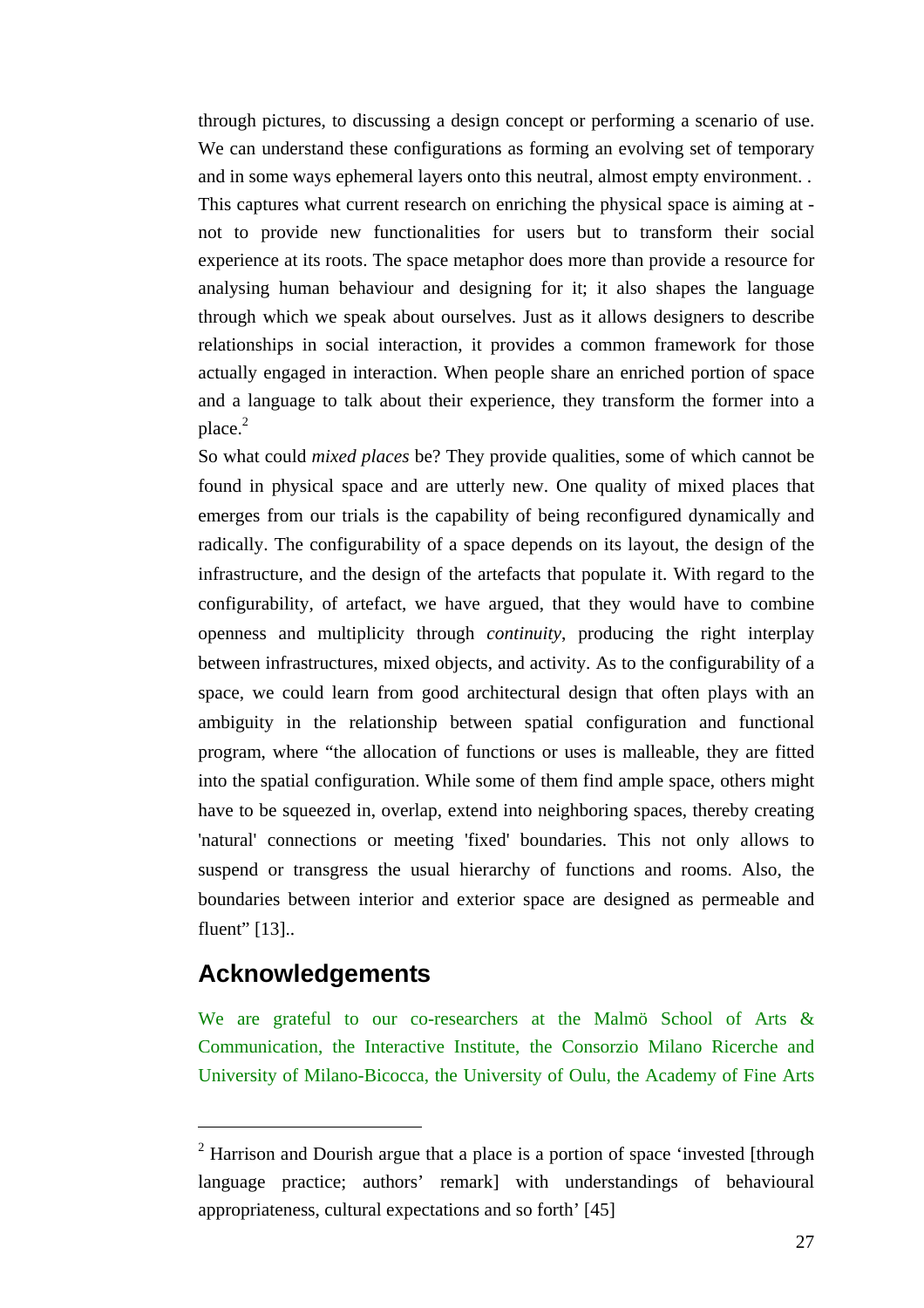through pictures, to discussing a design concept or performing a scenario of use. We can understand these configurations as forming an evolving set of temporary and in some ways ephemeral layers onto this neutral, almost empty environment. . This captures what current research on enriching the physical space is aiming at - not to provide new functionalities for users but to transform their social experience at its roots. The space metaphor does more than provide a resource for analysing human behaviour and designing for it; it also shapes the language through which we speak about ourselves. Just as it allows designers to describe relationships in social interaction, it provides a common framework for those actually engaged in interaction. When people share an enriched portion of space and a language to talk about their experience, they transform the former into a place.[2]

So what could *mixed places* be? They provide qualities, some of which cannot be found in physical space and are utterly new. One quality of mixed places that emerges from our trials is the capability of being reconfigured dynamically and radically. The configurability of a space depends on its layout, the design of the infrastructure, and the design of the artefacts that populate it. With regard to the configurability, of artefact, we have argued, that they would have to combine openness and multiplicity through *continuity*, producing the right interplay between infrastructures, mixed objects, and activity. As to the configurability of a space, we could learn from good architectural design that often plays with an ambiguity in the relationship between spatial configuration and functional program, where "the allocation of functions or uses is malleable, they are fitted into the spatial configuration. While some of them find ample space, others might have to be squeezed in, overlap, extend into neighboring spaces, thereby creating 'natural' connections or meeting 'fixed' boundaries. This not only allows to suspend or transgress the usual hierarchy of functions and rooms. Also, the boundaries between interior and exterior space are designed as permeable and fluent" [13]..

## Acknowledgements

We are grateful to our co-researchers at the Malmö School of Arts & Communication, the Interactive Institute, the Consorzio Milano Ricerche and University of Milano-Bicocca, the University of Oulu, the Academy of Fine Arts

---

[2] Harrison and Dourish argue that a place is a portion of space 'invested [through language practice; authors' remark] with understandings of behavioural appropriateness, cultural expectations and so forth' [45]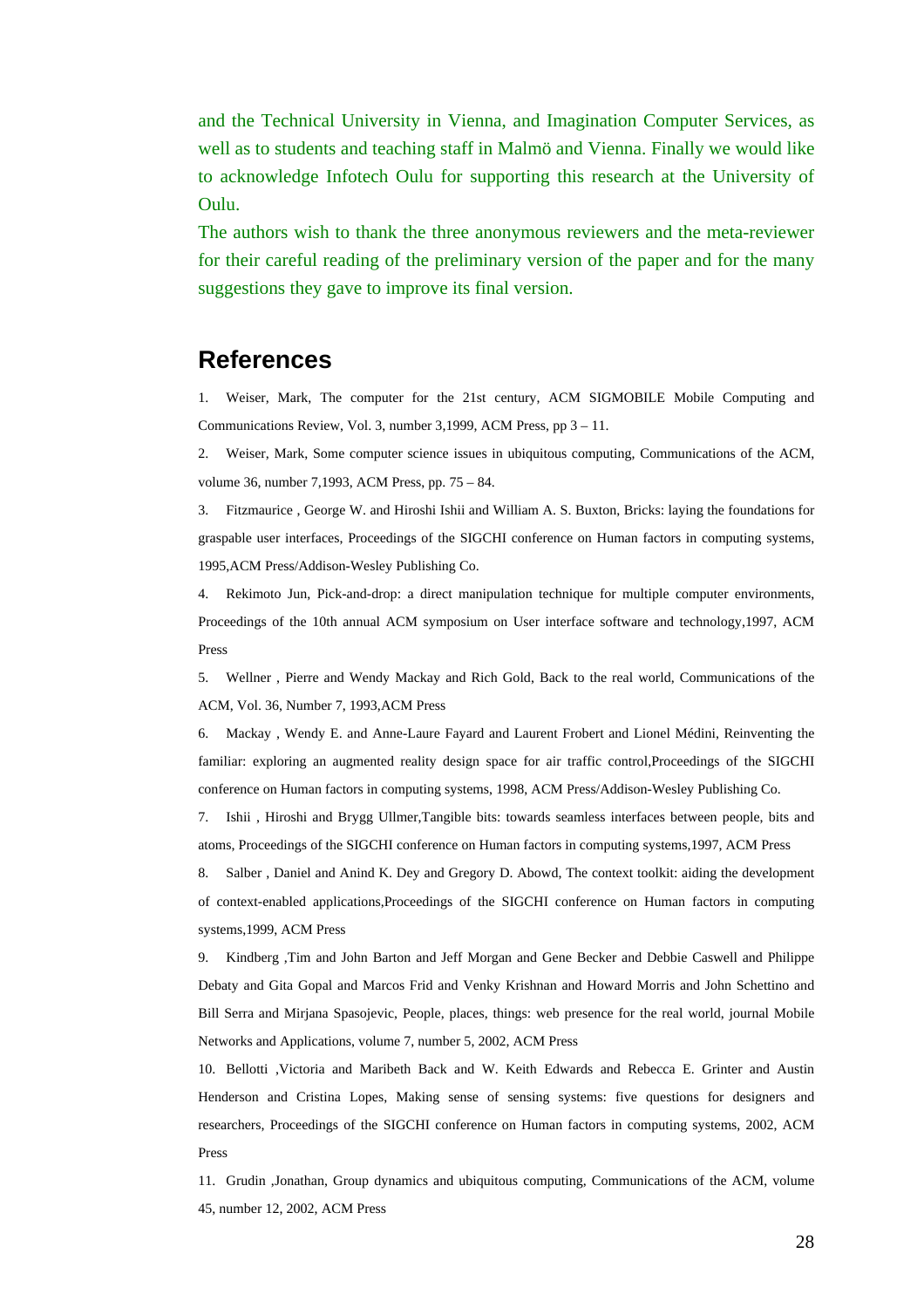and the Technical University in Vienna, and Imagination Computer Services, as well as to students and teaching staff in Malmö and Vienna. Finally we would like to acknowledge Infotech Oulu for supporting this research at the University of Oulu.

The authors wish to thank the three anonymous reviewers and the meta-reviewer for their careful reading of the preliminary version of the paper and for the many suggestions they gave to improve its final version.

## References

1. Weiser, Mark, The computer for the 21st century, ACM SIGMOBILE Mobile Computing and Communications Review, Vol. 3, number 3,1999, ACM Press, pp 3 – 11.

2. Weiser, Mark, Some computer science issues in ubiquitous computing, Communications of the ACM, volume 36, number 7,1993, ACM Press, pp. 75 – 84.

3. Fitzmaurice , George W. and Hiroshi Ishii and William A. S. Buxton, Bricks: laying the foundations for graspable user interfaces, Proceedings of the SIGCHI conference on Human factors in computing systems, 1995,ACM Press/Addison-Wesley Publishing Co.

4. Rekimoto Jun, Pick-and-drop: a direct manipulation technique for multiple computer environments, Proceedings of the 10th annual ACM symposium on User interface software and technology,1997, ACM Press

5. Wellner , Pierre and Wendy Mackay and Rich Gold, Back to the real world, Communications of the ACM, Vol. 36, Number 7, 1993,ACM Press

6. Mackay , Wendy E. and Anne-Laure Fayard and Laurent Frobert and Lionel Médini, Reinventing the familiar: exploring an augmented reality design space for air traffic control,Proceedings of the SIGCHI conference on Human factors in computing systems, 1998, ACM Press/Addison-Wesley Publishing Co.

7. Ishii , Hiroshi and Brygg Ullmer,Tangible bits: towards seamless interfaces between people, bits and atoms, Proceedings of the SIGCHI conference on Human factors in computing systems,1997, ACM Press

8. Salber , Daniel and Anind K. Dey and Gregory D. Abowd, The context toolkit: aiding the development of context-enabled applications,Proceedings of the SIGCHI conference on Human factors in computing systems,1999, ACM Press

9. Kindberg ,Tim and John Barton and Jeff Morgan and Gene Becker and Debbie Caswell and Philippe Debaty and Gita Gopal and Marcos Frid and Venky Krishnan and Howard Morris and John Schettino and Bill Serra and Mirjana Spasojevic, People, places, things: web presence for the real world, journal Mobile Networks and Applications, volume 7, number 5, 2002, ACM Press

10. Bellotti ,Victoria and Maribeth Back and W. Keith Edwards and Rebecca E. Grinter and Austin Henderson and Cristina Lopes, Making sense of sensing systems: five questions for designers and researchers, Proceedings of the SIGCHI conference on Human factors in computing systems, 2002, ACM Press

11. Grudin ,Jonathan, Group dynamics and ubiquitous computing, Communications of the ACM, volume 45, number 12, 2002, ACM Press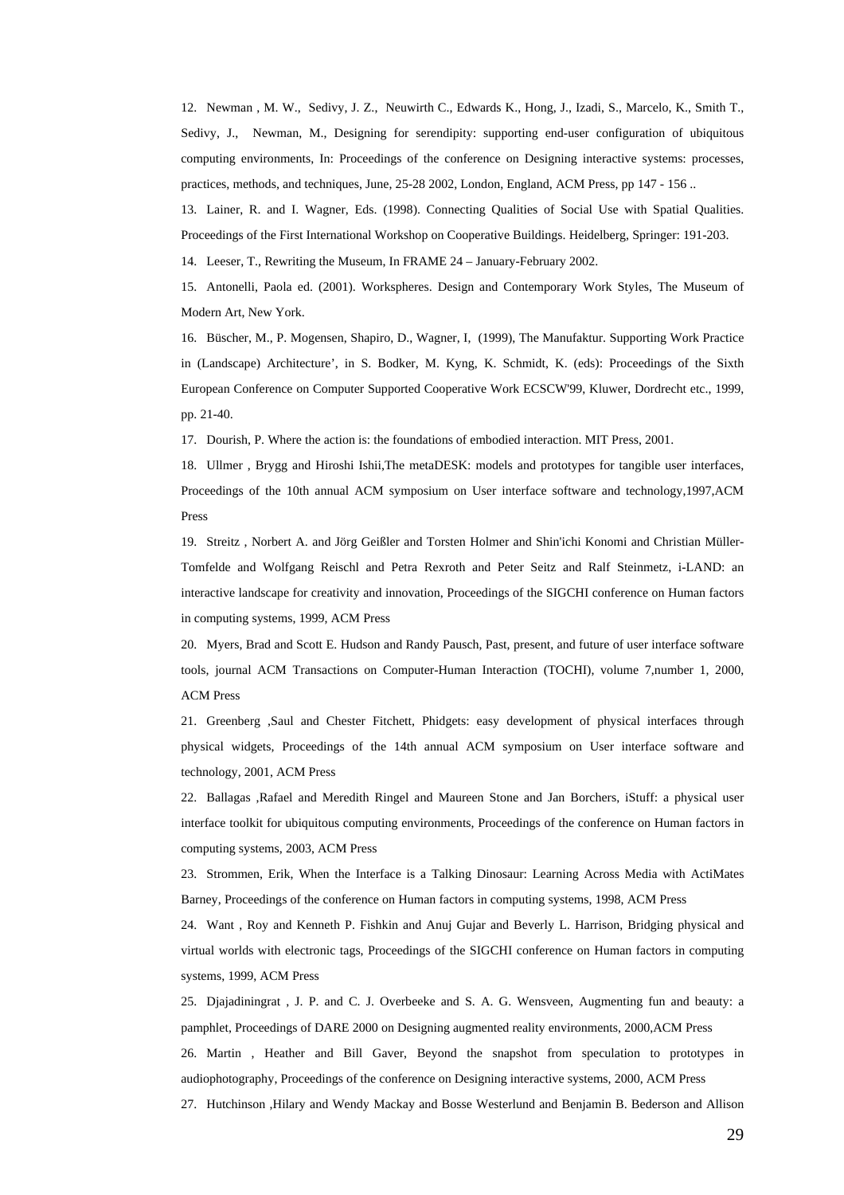12. Newman , M. W., Sedivy, J. Z., Neuwirth C., Edwards K., Hong, J., Izadi, S., Marcelo, K., Smith T., Sedivy, J., Newman, M., Designing for serendipity: supporting end-user configuration of ubiquitous computing environments, In: Proceedings of the conference on Designing interactive systems: processes, practices, methods, and techniques, June, 25-28 2002, London, England, ACM Press, pp 147 - 156 ..

13. Lainer, R. and I. Wagner, Eds. (1998). Connecting Qualities of Social Use with Spatial Qualities. Proceedings of the First International Workshop on Cooperative Buildings. Heidelberg, Springer: 191-203.

14. Leeser, T., Rewriting the Museum, In FRAME 24 – January-February 2002.

15. Antonelli, Paola ed. (2001). Workspheres. Design and Contemporary Work Styles, The Museum of Modern Art, New York.

16. Büscher, M., P. Mogensen, Shapiro, D., Wagner, I, (1999), The Manufaktur. Supporting Work Practice in (Landscape) Architecture', in S. Bodker, M. Kyng, K. Schmidt, K. (eds): Proceedings of the Sixth European Conference on Computer Supported Cooperative Work ECSCW'99, Kluwer, Dordrecht etc., 1999, pp. 21-40.

17. Dourish, P. Where the action is: the foundations of embodied interaction. MIT Press, 2001.

18. Ullmer , Brygg and Hiroshi Ishii,The metaDESK: models and prototypes for tangible user interfaces, Proceedings of the 10th annual ACM symposium on User interface software and technology,1997,ACM Press

19. Streitz , Norbert A. and Jörg Geißler and Torsten Holmer and Shin'ichi Konomi and Christian Müller-Tomfelde and Wolfgang Reischl and Petra Rexroth and Peter Seitz and Ralf Steinmetz, i-LAND: an interactive landscape for creativity and innovation, Proceedings of the SIGCHI conference on Human factors in computing systems, 1999, ACM Press

20. Myers, Brad and Scott E. Hudson and Randy Pausch, Past, present, and future of user interface software tools, journal ACM Transactions on Computer-Human Interaction (TOCHI), volume 7,number 1, 2000, ACM Press

21. Greenberg ,Saul and Chester Fitchett, Phidgets: easy development of physical interfaces through physical widgets, Proceedings of the 14th annual ACM symposium on User interface software and technology, 2001, ACM Press

22. Ballagas ,Rafael and Meredith Ringel and Maureen Stone and Jan Borchers, iStuff: a physical user interface toolkit for ubiquitous computing environments, Proceedings of the conference on Human factors in computing systems, 2003, ACM Press

23. Strommen, Erik, When the Interface is a Talking Dinosaur: Learning Across Media with ActiMates Barney, Proceedings of the conference on Human factors in computing systems, 1998, ACM Press

24. Want , Roy and Kenneth P. Fishkin and Anuj Gujar and Beverly L. Harrison, Bridging physical and virtual worlds with electronic tags, Proceedings of the SIGCHI conference on Human factors in computing systems, 1999, ACM Press

25. Djajadiningrat , J. P. and C. J. Overbeeke and S. A. G. Wensveen, Augmenting fun and beauty: a pamphlet, Proceedings of DARE 2000 on Designing augmented reality environments, 2000,ACM Press

26. Martin , Heather and Bill Gaver, Beyond the snapshot from speculation to prototypes in audiophotography, Proceedings of the conference on Designing interactive systems, 2000, ACM Press

27. Hutchinson ,Hilary and Wendy Mackay and Bosse Westerlund and Benjamin B. Bederson and Allison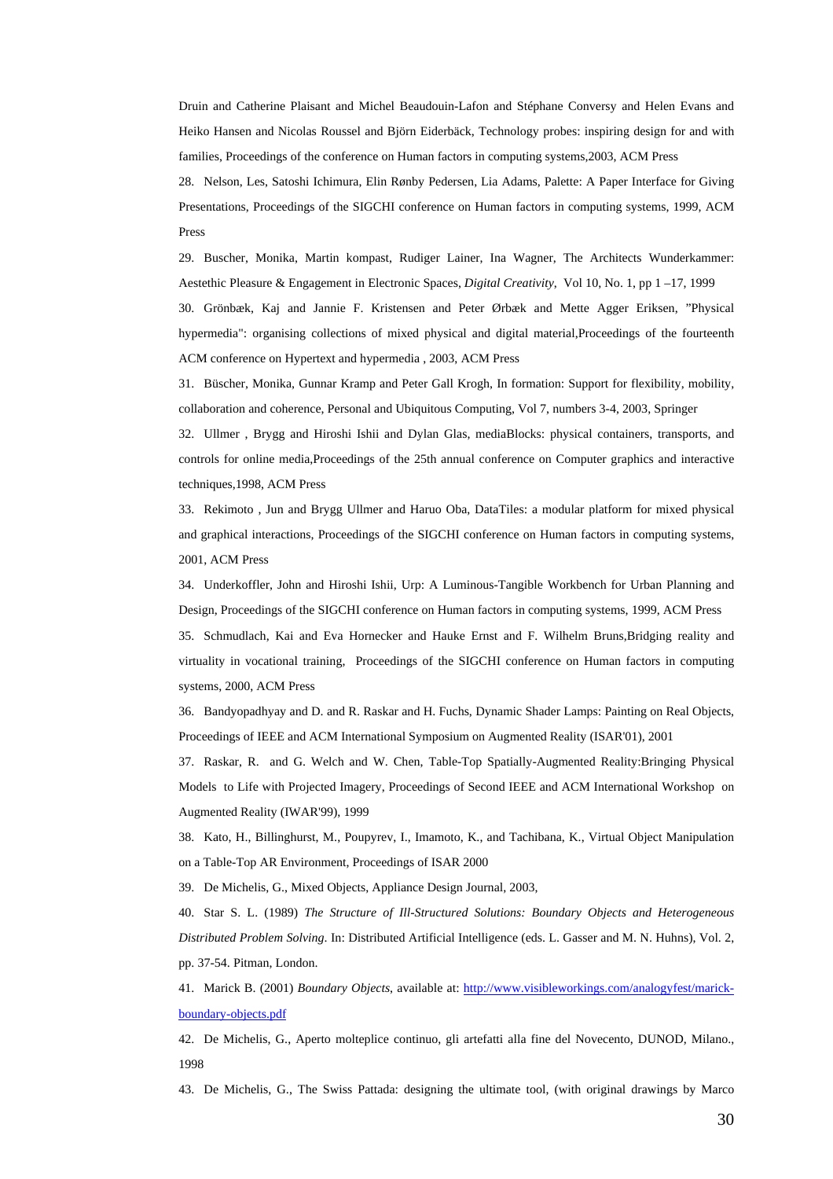Druin and Catherine Plaisant and Michel Beaudouin-Lafon and Stéphane Conversy and Helen Evans and Heiko Hansen and Nicolas Roussel and Björn Eiderbäck, Technology probes: inspiring design for and with families, Proceedings of the conference on Human factors in computing systems,2003, ACM Press

28. Nelson, Les, Satoshi Ichimura, Elin Rønby Pedersen, Lia Adams, Palette: A Paper Interface for Giving Presentations, Proceedings of the SIGCHI conference on Human factors in computing systems, 1999, ACM Press

29. Buscher, Monika, Martin kompast, Rudiger Lainer, Ina Wagner, The Architects Wunderkammer: Aestethic Pleasure & Engagement in Electronic Spaces, *Digital Creativity*, Vol 10, No. 1, pp 1 –17, 1999

30. Grönbæk, Kaj and Jannie F. Kristensen and Peter Ørbæk and Mette Agger Eriksen, "Physical hypermedia": organising collections of mixed physical and digital material,Proceedings of the fourteenth ACM conference on Hypertext and hypermedia , 2003, ACM Press

31. Büscher, Monika, Gunnar Kramp and Peter Gall Krogh, In formation: Support for flexibility, mobility, collaboration and coherence, Personal and Ubiquitous Computing, Vol 7, numbers 3-4, 2003, Springer

32. Ullmer , Brygg and Hiroshi Ishii and Dylan Glas, mediaBlocks: physical containers, transports, and controls for online media,Proceedings of the 25th annual conference on Computer graphics and interactive techniques,1998, ACM Press

33. Rekimoto , Jun and Brygg Ullmer and Haruo Oba, DataTiles: a modular platform for mixed physical and graphical interactions, Proceedings of the SIGCHI conference on Human factors in computing systems, 2001, ACM Press

34. Underkoffler, John and Hiroshi Ishii, Urp: A Luminous-Tangible Workbench for Urban Planning and Design, Proceedings of the SIGCHI conference on Human factors in computing systems, 1999, ACM Press

35. Schmudlach, Kai and Eva Hornecker and Hauke Ernst and F. Wilhelm Bruns,Bridging reality and virtuality in vocational training, Proceedings of the SIGCHI conference on Human factors in computing systems, 2000, ACM Press

36. Bandyopadhyay and D. and R. Raskar and H. Fuchs, Dynamic Shader Lamps: Painting on Real Objects, Proceedings of IEEE and ACM International Symposium on Augmented Reality (ISAR'01), 2001

37. Raskar, R. and G. Welch and W. Chen, Table-Top Spatially-Augmented Reality:Bringing Physical Models to Life with Projected Imagery, Proceedings of Second IEEE and ACM International Workshop on Augmented Reality (IWAR'99), 1999

38. Kato, H., Billinghurst, M., Poupyrev, I., Imamoto, K., and Tachibana, K., Virtual Object Manipulation on a Table-Top AR Environment, Proceedings of ISAR 2000

39. De Michelis, G., Mixed Objects, Appliance Design Journal, 2003,

40. Star S. L. (1989) *The Structure of Ill-Structured Solutions: Boundary Objects and Heterogeneous Distributed Problem Solving*. In: Distributed Artificial Intelligence (eds. L. Gasser and M. N. Huhns), Vol. 2, pp. 37-54. Pitman, London.

41. Marick B. (2001) *Boundary Objects*, available at: [http://www.visibleworkings.com/analogyfest/marick-boundary-objects.pdf](http://www.visibleworkings.com/analogyfest/marick-boundary-objects.pdf)

42. De Michelis, G., Aperto molteplice continuo, gli artefatti alla fine del Novecento, DUNOD, Milano., 1998

43. De Michelis, G., The Swiss Pattada: designing the ultimate tool, (with original drawings by Marco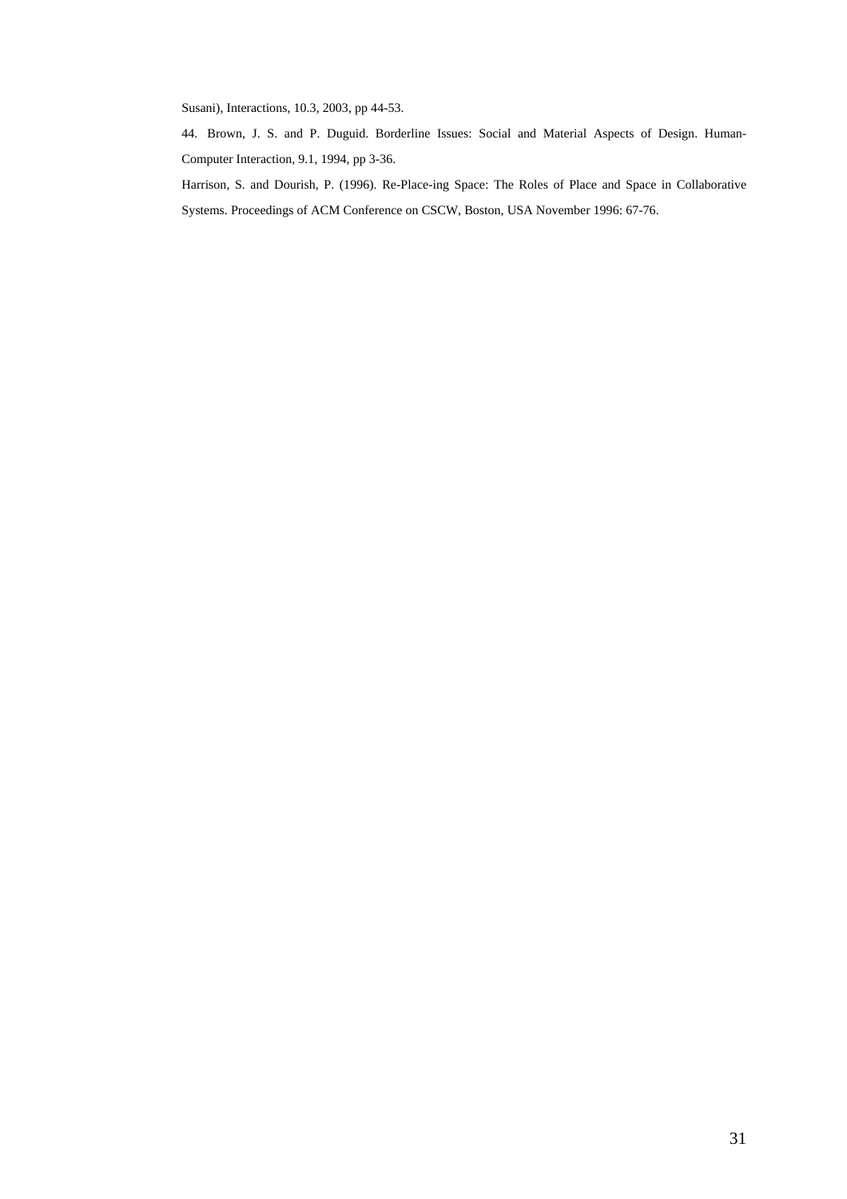Susani), Interactions, 10.3, 2003, pp 44-53.

44. Brown, J. S. and P. Duguid. Borderline Issues: Social and Material Aspects of Design. Human-Computer Interaction, 9.1, 1994, pp 3-36.

Harrison, S. and Dourish, P. (1996). Re-Place-ing Space: The Roles of Place and Space in Collaborative Systems. Proceedings of ACM Conference on CSCW, Boston, USA November 1996: 67-76.